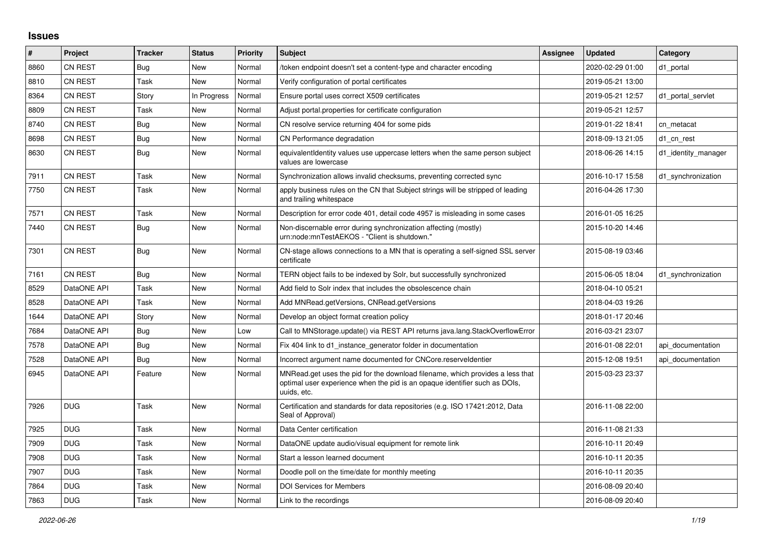# Issues

| # | Project | Tracker | Status | Priority | Subject | Assignee | Updated | Category |
|---|---|---|---|---|---|---|---|---|
| 8860 | CN REST | Bug | New | Normal | /token endpoint doesn't set a content-type and character encoding | | 2020-02-29 01:00 | d1_portal |
| 8810 | CN REST | Task | New | Normal | Verify configuration of portal certificates | | 2019-05-21 13:00 | |
| 8364 | CN REST | Story | In Progress | Normal | Ensure portal uses correct X509 certificates | | 2019-05-21 12:57 | d1_portal_servlet |
| 8809 | CN REST | Task | New | Normal | Adjust portal.properties for certificate configuration | | 2019-05-21 12:57 | |
| 8740 | CN REST | Bug | New | Normal | CN resolve service returning 404 for some pids | | 2019-01-22 18:41 | cn_metacat |
| 8698 | CN REST | Bug | New | Normal | CN Performance degradation | | 2018-09-13 21:05 | d1_cn_rest |
| 8630 | CN REST | Bug | New | Normal | equivalentIdentity values use uppercase letters when the same person subject values are lowercase | | 2018-06-26 14:15 | d1_identity_manager |
| 7911 | CN REST | Task | New | Normal | Synchronization allows invalid checksums, preventing corrected sync | | 2016-10-17 15:58 | d1_synchronization |
| 7750 | CN REST | Task | New | Normal | apply business rules on the CN that Subject strings will be stripped of leading and trailing whitespace | | 2016-04-26 17:30 | |
| 7571 | CN REST | Task | New | Normal | Description for error code 401, detail code 4957 is misleading in some cases | | 2016-01-05 16:25 | |
| 7440 | CN REST | Bug | New | Normal | Non-discernable error during synchronization affecting (mostly) urn:node:mnTestAEKOS - "Client is shutdown." | | 2015-10-20 14:46 | |
| 7301 | CN REST | Bug | New | Normal | CN-stage allows connections to a MN that is operating a self-signed SSL server certificate | | 2015-08-19 03:46 | |
| 7161 | CN REST | Bug | New | Normal | TERN object fails to be indexed by Solr, but successfully synchronized | | 2015-06-05 18:04 | d1_synchronization |
| 8529 | DataONE API | Task | New | Normal | Add field to Solr index that includes the obsolescence chain | | 2018-04-10 05:21 | |
| 8528 | DataONE API | Task | New | Normal | Add MNRead.getVersions, CNRead.getVersions | | 2018-04-03 19:26 | |
| 1644 | DataONE API | Story | New | Normal | Develop an object format creation policy | | 2018-01-17 20:46 | |
| 7684 | DataONE API | Bug | New | Low | Call to MNStorage.update() via REST API returns java.lang.StackOverflowError | | 2016-03-21 23:07 | |
| 7578 | DataONE API | Bug | New | Normal | Fix 404 link to d1_instance_generator folder in documentation | | 2016-01-08 22:01 | api_documentation |
| 7528 | DataONE API | Bug | New | Normal | Incorrect argument name documented for CNCore.reserveIdentier | | 2015-12-08 19:51 | api_documentation |
| 6945 | DataONE API | Feature | New | Normal | MNRead.get uses the pid for the download filename, which provides a less that optimal user experience when the pid is an opaque identifier such as DOIs, uuids, etc. | | 2015-03-23 23:37 | |
| 7926 | DUG | Task | New | Normal | Certification and standards for data repositories (e.g. ISO 17421:2012, Data Seal of Approval) | | 2016-11-08 22:00 | |
| 7925 | DUG | Task | New | Normal | Data Center certification | | 2016-11-08 21:33 | |
| 7909 | DUG | Task | New | Normal | DataONE update audio/visual equipment for remote link | | 2016-10-11 20:49 | |
| 7908 | DUG | Task | New | Normal | Start a lesson learned document | | 2016-10-11 20:35 | |
| 7907 | DUG | Task | New | Normal | Doodle poll on the time/date for monthly meeting | | 2016-10-11 20:35 | |
| 7864 | DUG | Task | New | Normal | DOI Services for Members | | 2016-08-09 20:40 | |
| 7863 | DUG | Task | New | Normal | Link to the recordings | | 2016-08-09 20:40 | |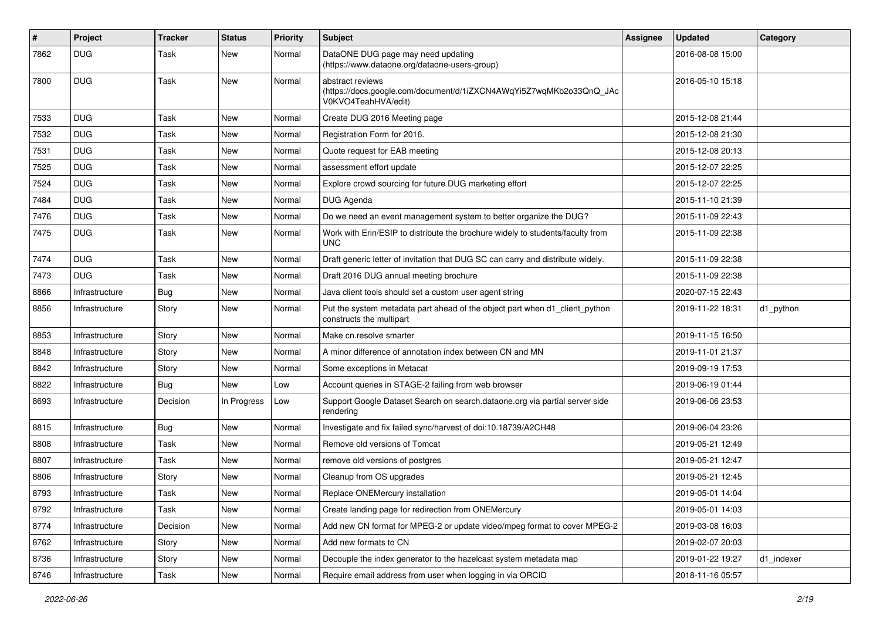| # | Project | Tracker | Status | Priority | Subject | Assignee | Updated | Category |
|---|---|---|---|---|---|---|---|---|
| 7862 | DUG | Task | New | Normal | DataONE DUG page may need updating (https://www.dataone.org/dataone-users-group) | | 2016-08-08 15:00 | |
| 7800 | DUG | Task | New | Normal | abstract reviews (https://docs.google.com/document/d/1iZXCN4AWqYi5Z7wqMKb2o33QnQ_JAcV0KVO4TeahHVA/edit) | | 2016-05-10 15:18 | |
| 7533 | DUG | Task | New | Normal | Create DUG 2016 Meeting page | | 2015-12-08 21:44 | |
| 7532 | DUG | Task | New | Normal | Registration Form for 2016. | | 2015-12-08 21:30 | |
| 7531 | DUG | Task | New | Normal | Quote request for EAB meeting | | 2015-12-08 20:13 | |
| 7525 | DUG | Task | New | Normal | assessment effort update | | 2015-12-07 22:25 | |
| 7524 | DUG | Task | New | Normal | Explore crowd sourcing for future DUG marketing effort | | 2015-12-07 22:25 | |
| 7484 | DUG | Task | New | Normal | DUG Agenda | | 2015-11-10 21:39 | |
| 7476 | DUG | Task | New | Normal | Do we need an event management system to better organize the DUG? | | 2015-11-09 22:43 | |
| 7475 | DUG | Task | New | Normal | Work with Erin/ESIP to distribute the brochure widely to students/faculty from UNC | | 2015-11-09 22:38 | |
| 7474 | DUG | Task | New | Normal | Draft generic letter of invitation that DUG SC can carry and distribute widely. | | 2015-11-09 22:38 | |
| 7473 | DUG | Task | New | Normal | Draft 2016 DUG annual meeting brochure | | 2015-11-09 22:38 | |
| 8866 | Infrastructure | Bug | New | Normal | Java client tools should set a custom user agent string | | 2020-07-15 22:43 | |
| 8856 | Infrastructure | Story | New | Normal | Put the system metadata part ahead of the object part when d1_client_python constructs the multipart | | 2019-11-22 18:31 | d1_python |
| 8853 | Infrastructure | Story | New | Normal | Make cn.resolve smarter | | 2019-11-15 16:50 | |
| 8848 | Infrastructure | Story | New | Normal | A minor difference of annotation index between CN and MN | | 2019-11-01 21:37 | |
| 8842 | Infrastructure | Story | New | Normal | Some exceptions in Metacat | | 2019-09-19 17:53 | |
| 8822 | Infrastructure | Bug | New | Low | Account queries in STAGE-2 failing from web browser | | 2019-06-19 01:44 | |
| 8693 | Infrastructure | Decision | In Progress | Low | Support Google Dataset Search on search.dataone.org via partial server side rendering | | 2019-06-06 23:53 | |
| 8815 | Infrastructure | Bug | New | Normal | Investigate and fix failed sync/harvest of doi:10.18739/A2CH48 | | 2019-06-04 23:26 | |
| 8808 | Infrastructure | Task | New | Normal | Remove old versions of Tomcat | | 2019-05-21 12:49 | |
| 8807 | Infrastructure | Task | New | Normal | remove old versions of postgres | | 2019-05-21 12:47 | |
| 8806 | Infrastructure | Story | New | Normal | Cleanup from OS upgrades | | 2019-05-21 12:45 | |
| 8793 | Infrastructure | Task | New | Normal | Replace ONEMercury installation | | 2019-05-01 14:04 | |
| 8792 | Infrastructure | Task | New | Normal | Create landing page for redirection from ONEMercury | | 2019-05-01 14:03 | |
| 8774 | Infrastructure | Decision | New | Normal | Add new CN format for MPEG-2 or update video/mpeg format to cover MPEG-2 | | 2019-03-08 16:03 | |
| 8762 | Infrastructure | Story | New | Normal | Add new formats to CN | | 2019-02-07 20:03 | |
| 8736 | Infrastructure | Story | New | Normal | Decouple the index generator to the hazelcast system metadata map | | 2019-01-22 19:27 | d1_indexer |
| 8746 | Infrastructure | Task | New | Normal | Require email address from user when logging in via ORCID | | 2018-11-16 05:57 | |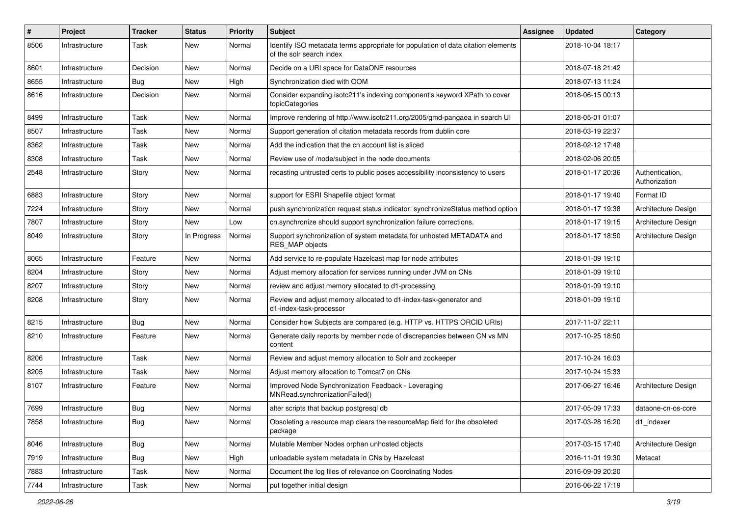| # | Project | Tracker | Status | Priority | Subject | Assignee | Updated | Category |
|---|---|---|---|---|---|---|---|---|
| 8506 | Infrastructure | Task | New | Normal | Identify ISO metadata terms appropriate for population of data citation elements of the solr search index | | 2018-10-04 18:17 | |
| 8601 | Infrastructure | Decision | New | Normal | Decide on a URI space for DataONE resources | | 2018-07-18 21:42 | |
| 8655 | Infrastructure | Bug | New | High | Synchronization died with OOM | | 2018-07-13 11:24 | |
| 8616 | Infrastructure | Decision | New | Normal | Consider expanding isotc211's indexing component's keyword XPath to cover topicCategories | | 2018-06-15 00:13 | |
| 8499 | Infrastructure | Task | New | Normal | Improve rendering of http://www.isotc211.org/2005/gmd-pangaea in search UI | | 2018-05-01 01:07 | |
| 8507 | Infrastructure | Task | New | Normal | Support generation of citation metadata records from dublin core | | 2018-03-19 22:37 | |
| 8362 | Infrastructure | Task | New | Normal | Add the indication that the cn account list is sliced | | 2018-02-12 17:48 | |
| 8308 | Infrastructure | Task | New | Normal | Review use of /node/subject in the node documents | | 2018-02-06 20:05 | |
| 2548 | Infrastructure | Story | New | Normal | recasting untrusted certs to public poses accessibility inconsistency to users | | 2018-01-17 20:36 | Authentication, Authorization |
| 6883 | Infrastructure | Story | New | Normal | support for ESRI Shapefile object format | | 2018-01-17 19:40 | Format ID |
| 7224 | Infrastructure | Story | New | Normal | push synchronization request status indicator: synchronizeStatus method option | | 2018-01-17 19:38 | Architecture Design |
| 7807 | Infrastructure | Story | New | Low | cn.synchronize should support synchronization failure corrections. | | 2018-01-17 19:15 | Architecture Design |
| 8049 | Infrastructure | Story | In Progress | Normal | Support synchronization of system metadata for unhosted METADATA and RES_MAP objects | | 2018-01-17 18:50 | Architecture Design |
| 8065 | Infrastructure | Feature | New | Normal | Add service to re-populate Hazelcast map for node attributes | | 2018-01-09 19:10 | |
| 8204 | Infrastructure | Story | New | Normal | Adjust memory allocation for services running under JVM on CNs | | 2018-01-09 19:10 | |
| 8207 | Infrastructure | Story | New | Normal | review and adjust memory allocated to d1-processing | | 2018-01-09 19:10 | |
| 8208 | Infrastructure | Story | New | Normal | Review and adjust memory allocated to d1-index-task-generator and d1-index-task-processor | | 2018-01-09 19:10 | |
| 8215 | Infrastructure | Bug | New | Normal | Consider how Subjects are compared (e.g. HTTP vs. HTTPS ORCID URIs) | | 2017-11-07 22:11 | |
| 8210 | Infrastructure | Feature | New | Normal | Generate daily reports by member node of discrepancies between CN vs MN content | | 2017-10-25 18:50 | |
| 8206 | Infrastructure | Task | New | Normal | Review and adjust memory allocation to Solr and zookeeper | | 2017-10-24 16:03 | |
| 8205 | Infrastructure | Task | New | Normal | Adjust memory allocation to Tomcat7 on CNs | | 2017-10-24 15:33 | |
| 8107 | Infrastructure | Feature | New | Normal | Improved Node Synchronization Feedback - Leveraging MNRead.synchronizationFailed() | | 2017-06-27 16:46 | Architecture Design |
| 7699 | Infrastructure | Bug | New | Normal | alter scripts that backup postgresql db | | 2017-05-09 17:33 | dataone-cn-os-core |
| 7858 | Infrastructure | Bug | New | Normal | Obsoleting a resource map clears the resourceMap field for the obsoleted package | | 2017-03-28 16:20 | d1_indexer |
| 8046 | Infrastructure | Bug | New | Normal | Mutable Member Nodes orphan unhosted objects | | 2017-03-15 17:40 | Architecture Design |
| 7919 | Infrastructure | Bug | New | High | unloadable system metadata in CNs by Hazelcast | | 2016-11-01 19:30 | Metacat |
| 7883 | Infrastructure | Task | New | Normal | Document the log files of relevance on Coordinating Nodes | | 2016-09-09 20:20 | |
| 7744 | Infrastructure | Task | New | Normal | put together initial design | | 2016-06-22 17:19 | |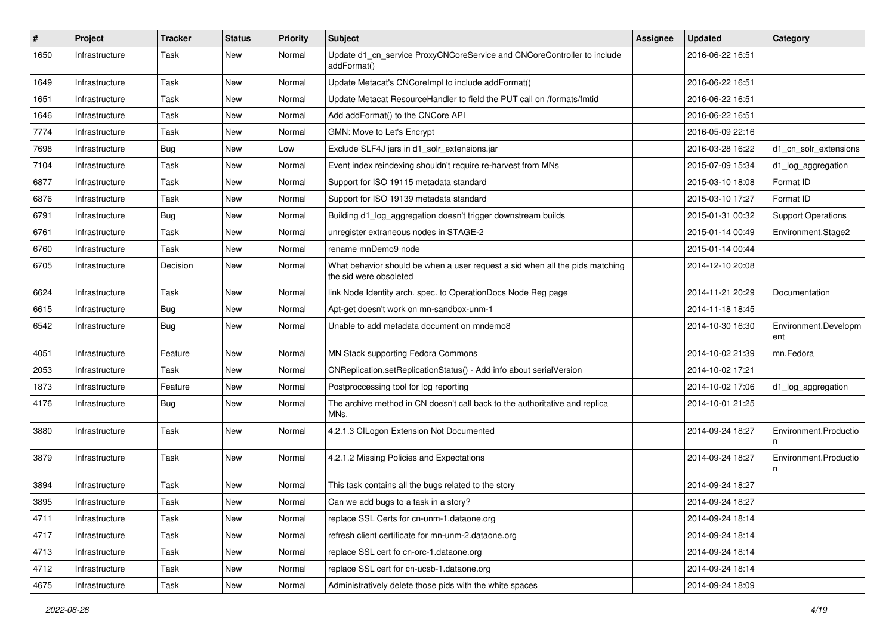| # | Project | Tracker | Status | Priority | Subject | Assignee | Updated | Category |
|---|---|---|---|---|---|---|---|---|
| 1650 | Infrastructure | Task | New | Normal | Update d1_cn_service ProxyCNCoreService and CNCoreController to include addFormat() | | 2016-06-22 16:51 | |
| 1649 | Infrastructure | Task | New | Normal | Update Metacat's CNCoreImpl to include addFormat() | | 2016-06-22 16:51 | |
| 1651 | Infrastructure | Task | New | Normal | Update Metacat ResourceHandler to field the PUT call on /formats/fmtid | | 2016-06-22 16:51 | |
| 1646 | Infrastructure | Task | New | Normal | Add addFormat() to the CNCore API | | 2016-06-22 16:51 | |
| 7774 | Infrastructure | Task | New | Normal | GMN: Move to Let's Encrypt | | 2016-05-09 22:16 | |
| 7698 | Infrastructure | Bug | New | Low | Exclude SLF4J jars in d1_solr_extensions.jar | | 2016-03-28 16:22 | d1_cn_solr_extensions |
| 7104 | Infrastructure | Task | New | Normal | Event index reindexing shouldn't require re-harvest from MNs | | 2015-07-09 15:34 | d1_log_aggregation |
| 6877 | Infrastructure | Task | New | Normal | Support for ISO 19115 metadata standard | | 2015-03-10 18:08 | Format ID |
| 6876 | Infrastructure | Task | New | Normal | Support for ISO 19139 metadata standard | | 2015-03-10 17:27 | Format ID |
| 6791 | Infrastructure | Bug | New | Normal | Building d1_log_aggregation doesn't trigger downstream builds | | 2015-01-31 00:32 | Support Operations |
| 6761 | Infrastructure | Task | New | Normal | unregister extraneous nodes in STAGE-2 | | 2015-01-14 00:49 | Environment.Stage2 |
| 6760 | Infrastructure | Task | New | Normal | rename mnDemo9 node | | 2015-01-14 00:44 | |
| 6705 | Infrastructure | Decision | New | Normal | What behavior should be when a user request a sid when all the pids matching the sid were obsoleted | | 2014-12-10 20:08 | |
| 6624 | Infrastructure | Task | New | Normal | link Node Identity arch. spec. to OperationDocs Node Reg page | | 2014-11-21 20:29 | Documentation |
| 6615 | Infrastructure | Bug | New | Normal | Apt-get doesn't work on mn-sandbox-unm-1 | | 2014-11-18 18:45 | |
| 6542 | Infrastructure | Bug | New | Normal | Unable to add metadata document on mndemo8 | | 2014-10-30 16:30 | Environment.Development |
| 4051 | Infrastructure | Feature | New | Normal | MN Stack supporting Fedora Commons | | 2014-10-02 21:39 | mn.Fedora |
| 2053 | Infrastructure | Task | New | Normal | CNReplication.setReplicationStatus() - Add info about serialVersion | | 2014-10-02 17:21 | |
| 1873 | Infrastructure | Feature | New | Normal | Postproccessing tool for log reporting | | 2014-10-02 17:06 | d1_log_aggregation |
| 4176 | Infrastructure | Bug | New | Normal | The archive method in CN doesn't call back to the authoritative and replica MNs. | | 2014-10-01 21:25 | |
| 3880 | Infrastructure | Task | New | Normal | 4.2.1.3 CILogon Extension Not Documented | | 2014-09-24 18:27 | Environment.Production |
| 3879 | Infrastructure | Task | New | Normal | 4.2.1.2 Missing Policies and Expectations | | 2014-09-24 18:27 | Environment.Production |
| 3894 | Infrastructure | Task | New | Normal | This task contains all the bugs related to the story | | 2014-09-24 18:27 | |
| 3895 | Infrastructure | Task | New | Normal | Can we add bugs to a task in a story? | | 2014-09-24 18:27 | |
| 4711 | Infrastructure | Task | New | Normal | replace SSL Certs for cn-unm-1.dataone.org | | 2014-09-24 18:14 | |
| 4717 | Infrastructure | Task | New | Normal | refresh client certificate for mn-unm-2.dataone.org | | 2014-09-24 18:14 | |
| 4713 | Infrastructure | Task | New | Normal | replace SSL cert fo cn-orc-1.dataone.org | | 2014-09-24 18:14 | |
| 4712 | Infrastructure | Task | New | Normal | replace SSL cert for cn-ucsb-1.dataone.org | | 2014-09-24 18:14 | |
| 4675 | Infrastructure | Task | New | Normal | Administratively delete those pids with the white spaces | | 2014-09-24 18:09 | |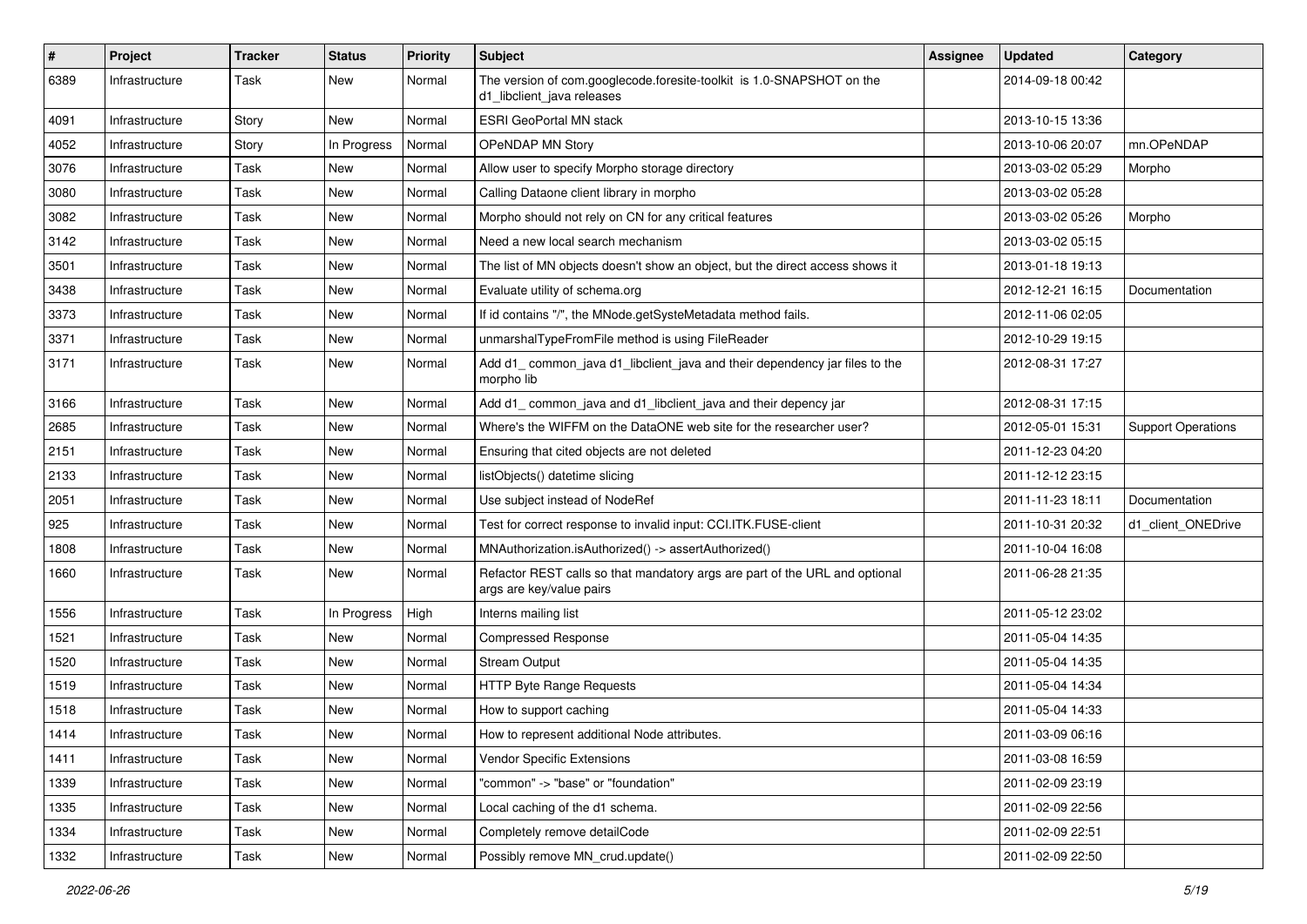| # | Project | Tracker | Status | Priority | Subject | Assignee | Updated | Category |
|---|---|---|---|---|---|---|---|---|
| 6389 | Infrastructure | Task | New | Normal | The version of com.googlecode.foresite-toolkit is 1.0-SNAPSHOT on the d1_libclient_java releases | | 2014-09-18 00:42 | |
| 4091 | Infrastructure | Story | New | Normal | ESRI GeoPortal MN stack | | 2013-10-15 13:36 | |
| 4052 | Infrastructure | Story | In Progress | Normal | OPeNDAP MN Story | | 2013-10-06 20:07 | mn.OPeNDAP |
| 3076 | Infrastructure | Task | New | Normal | Allow user to specify Morpho storage directory | | 2013-03-02 05:29 | Morpho |
| 3080 | Infrastructure | Task | New | Normal | Calling Dataone client library in morpho | | 2013-03-02 05:28 | |
| 3082 | Infrastructure | Task | New | Normal | Morpho should not rely on CN for any critical features | | 2013-03-02 05:26 | Morpho |
| 3142 | Infrastructure | Task | New | Normal | Need a new local search mechanism | | 2013-03-02 05:15 | |
| 3501 | Infrastructure | Task | New | Normal | The list of MN objects doesn't show an object, but the direct access shows it | | 2013-01-18 19:13 | |
| 3438 | Infrastructure | Task | New | Normal | Evaluate utility of schema.org | | 2012-12-21 16:15 | Documentation |
| 3373 | Infrastructure | Task | New | Normal | If id contains "/", the MNode.getSysteMetadata method fails. | | 2012-11-06 02:05 | |
| 3371 | Infrastructure | Task | New | Normal | unmarshalTypeFromFile method is using FileReader | | 2012-10-29 19:15 | |
| 3171 | Infrastructure | Task | New | Normal | Add d1_ common_java d1_libclient_java and their dependency jar files to the morpho lib | | 2012-08-31 17:27 | |
| 3166 | Infrastructure | Task | New | Normal | Add d1_ common_java and d1_libclient_java and their depency jar | | 2012-08-31 17:15 | |
| 2685 | Infrastructure | Task | New | Normal | Where's the WIFFM on the DataONE web site for the researcher user? | | 2012-05-01 15:31 | Support Operations |
| 2151 | Infrastructure | Task | New | Normal | Ensuring that cited objects are not deleted | | 2011-12-23 04:20 | |
| 2133 | Infrastructure | Task | New | Normal | listObjects() datetime slicing | | 2011-12-12 23:15 | |
| 2051 | Infrastructure | Task | New | Normal | Use subject instead of NodeRef | | 2011-11-23 18:11 | Documentation |
| 925 | Infrastructure | Task | New | Normal | Test for correct response to invalid input: CCI.ITK.FUSE-client | | 2011-10-31 20:32 | d1_client_ONEDrive |
| 1808 | Infrastructure | Task | New | Normal | MNAuthorization.isAuthorized() -> assertAuthorized() | | 2011-10-04 16:08 | |
| 1660 | Infrastructure | Task | New | Normal | Refactor REST calls so that mandatory args are part of the URL and optional args are key/value pairs | | 2011-06-28 21:35 | |
| 1556 | Infrastructure | Task | In Progress | High | Interns mailing list | | 2011-05-12 23:02 | |
| 1521 | Infrastructure | Task | New | Normal | Compressed Response | | 2011-05-04 14:35 | |
| 1520 | Infrastructure | Task | New | Normal | Stream Output | | 2011-05-04 14:35 | |
| 1519 | Infrastructure | Task | New | Normal | HTTP Byte Range Requests | | 2011-05-04 14:34 | |
| 1518 | Infrastructure | Task | New | Normal | How to support caching | | 2011-05-04 14:33 | |
| 1414 | Infrastructure | Task | New | Normal | How to represent additional Node attributes. | | 2011-03-09 06:16 | |
| 1411 | Infrastructure | Task | New | Normal | Vendor Specific Extensions | | 2011-03-08 16:59 | |
| 1339 | Infrastructure | Task | New | Normal | "common" -> "base" or "foundation" | | 2011-02-09 23:19 | |
| 1335 | Infrastructure | Task | New | Normal | Local caching of the d1 schema. | | 2011-02-09 22:56 | |
| 1334 | Infrastructure | Task | New | Normal | Completely remove detailCode | | 2011-02-09 22:51 | |
| 1332 | Infrastructure | Task | New | Normal | Possibly remove MN_crud.update() | | 2011-02-09 22:50 | |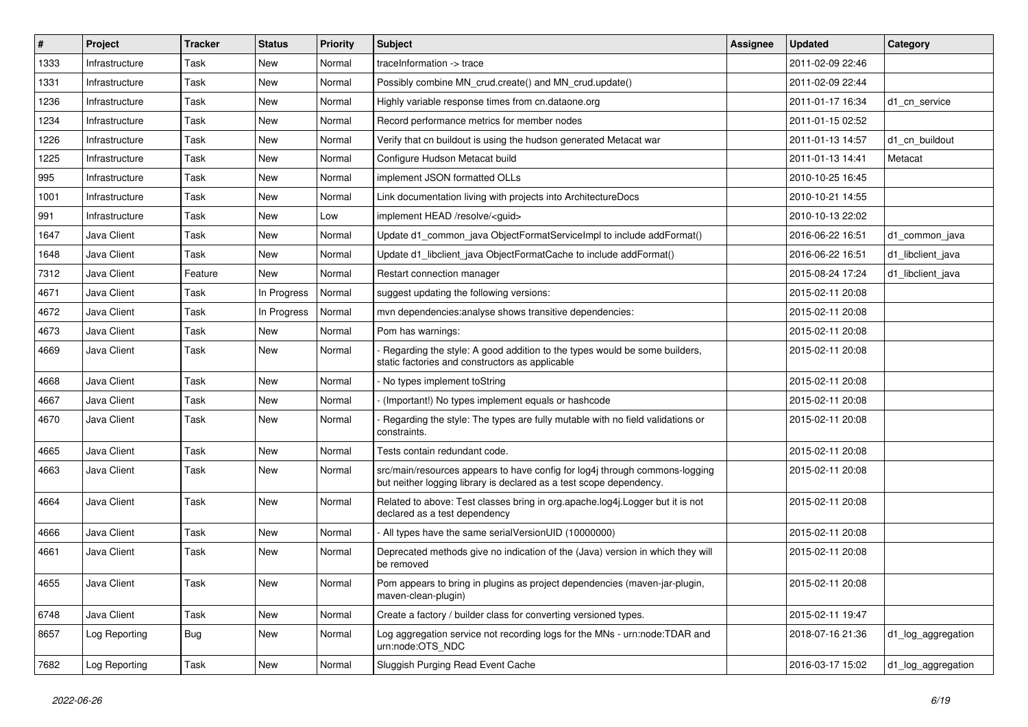| # | Project | Tracker | Status | Priority | Subject | Assignee | Updated | Category |
|---|---|---|---|---|---|---|---|---|
| 1333 | Infrastructure | Task | New | Normal | traceInformation -> trace | | 2011-02-09 22:46 | |
| 1331 | Infrastructure | Task | New | Normal | Possibly combine MN_crud.create() and MN_crud.update() | | 2011-02-09 22:44 | |
| 1236 | Infrastructure | Task | New | Normal | Highly variable response times from cn.dataone.org | | 2011-01-17 16:34 | d1_cn_service |
| 1234 | Infrastructure | Task | New | Normal | Record performance metrics for member nodes | | 2011-01-15 02:52 | |
| 1226 | Infrastructure | Task | New | Normal | Verify that cn buildout is using the hudson generated Metacat war | | 2011-01-13 14:57 | d1_cn_buildout |
| 1225 | Infrastructure | Task | New | Normal | Configure Hudson Metacat build | | 2011-01-13 14:41 | Metacat |
| 995 | Infrastructure | Task | New | Normal | implement JSON formatted OLLs | | 2010-10-25 16:45 | |
| 1001 | Infrastructure | Task | New | Normal | Link documentation living with projects into ArchitectureDocs | | 2010-10-21 14:55 | |
| 991 | Infrastructure | Task | New | Low | implement HEAD /resolve/<guid> | | 2010-10-13 22:02 | |
| 1647 | Java Client | Task | New | Normal | Update d1_common_java ObjectFormatServiceImpl to include addFormat() | | 2016-06-22 16:51 | d1_common_java |
| 1648 | Java Client | Task | New | Normal | Update d1_libclient_java ObjectFormatCache to include addFormat() | | 2016-06-22 16:51 | d1_libclient_java |
| 7312 | Java Client | Feature | New | Normal | Restart connection manager | | 2015-08-24 17:24 | d1_libclient_java |
| 4671 | Java Client | Task | In Progress | Normal | suggest updating the following versions: | | 2015-02-11 20:08 | |
| 4672 | Java Client | Task | In Progress | Normal | mvn dependencies:analyse shows transitive dependencies: | | 2015-02-11 20:08 | |
| 4673 | Java Client | Task | New | Normal | Pom has warnings: | | 2015-02-11 20:08 | |
| 4669 | Java Client | Task | New | Normal | - Regarding the style: A good addition to the types would be some builders, static factories and constructors as applicable | | 2015-02-11 20:08 | |
| 4668 | Java Client | Task | New | Normal | - No types implement toString | | 2015-02-11 20:08 | |
| 4667 | Java Client | Task | New | Normal | - (Important!) No types implement equals or hashcode | | 2015-02-11 20:08 | |
| 4670 | Java Client | Task | New | Normal | - Regarding the style: The types are fully mutable with no field validations or constraints. | | 2015-02-11 20:08 | |
| 4665 | Java Client | Task | New | Normal | Tests contain redundant code. | | 2015-02-11 20:08 | |
| 4663 | Java Client | Task | New | Normal | src/main/resources appears to have config for log4j through commons-logging but neither logging library is declared as a test scope dependency. | | 2015-02-11 20:08 | |
| 4664 | Java Client | Task | New | Normal | Related to above: Test classes bring in org.apache.log4j.Logger but it is not declared as a test dependency | | 2015-02-11 20:08 | |
| 4666 | Java Client | Task | New | Normal | - All types have the same serialVersionUID (10000000) | | 2015-02-11 20:08 | |
| 4661 | Java Client | Task | New | Normal | Deprecated methods give no indication of the (Java) version in which they will be removed | | 2015-02-11 20:08 | |
| 4655 | Java Client | Task | New | Normal | Pom appears to bring in plugins as project dependencies (maven-jar-plugin, maven-clean-plugin) | | 2015-02-11 20:08 | |
| 6748 | Java Client | Task | New | Normal | Create a factory / builder class for converting versioned types. | | 2015-02-11 19:47 | |
| 8657 | Log Reporting | Bug | New | Normal | Log aggregation service not recording logs for the MNs - urn:node:TDAR and urn:node:OTS_NDC | | 2018-07-16 21:36 | d1_log_aggregation |
| 7682 | Log Reporting | Task | New | Normal | Sluggish Purging Read Event Cache | | 2016-03-17 15:02 | d1_log_aggregation |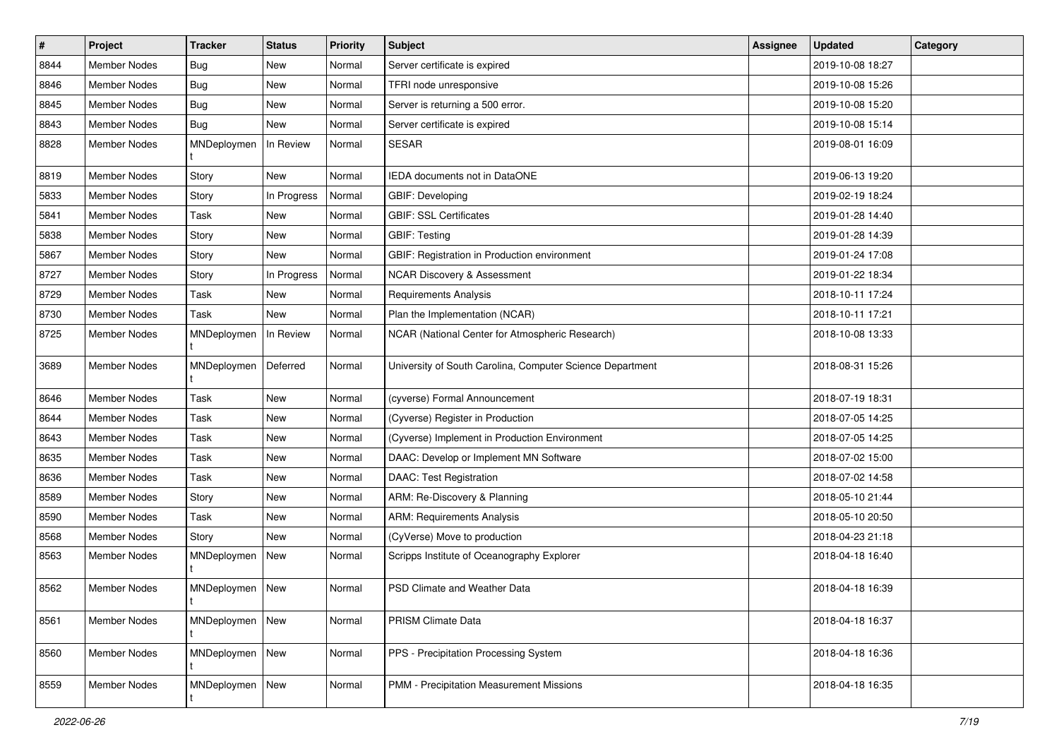| # | Project | Tracker | Status | Priority | Subject | Assignee | Updated | Category |
|---|---|---|---|---|---|---|---|---|
| 8844 | Member Nodes | Bug | New | Normal | Server certificate is expired | | 2019-10-08 18:27 | |
| 8846 | Member Nodes | Bug | New | Normal | TFRI node unresponsive | | 2019-10-08 15:26 | |
| 8845 | Member Nodes | Bug | New | Normal | Server is returning a 500 error. | | 2019-10-08 15:20 | |
| 8843 | Member Nodes | Bug | New | Normal | Server certificate is expired | | 2019-10-08 15:14 | |
| 8828 | Member Nodes | MNDeployment | In Review | Normal | SESAR | | 2019-08-01 16:09 | |
| 8819 | Member Nodes | Story | New | Normal | IEDA documents not in DataONE | | 2019-06-13 19:20 | |
| 5833 | Member Nodes | Story | In Progress | Normal | GBIF: Developing | | 2019-02-19 18:24 | |
| 5841 | Member Nodes | Task | New | Normal | GBIF: SSL Certificates | | 2019-01-28 14:40 | |
| 5838 | Member Nodes | Story | New | Normal | GBIF: Testing | | 2019-01-28 14:39 | |
| 5867 | Member Nodes | Story | New | Normal | GBIF: Registration in Production environment | | 2019-01-24 17:08 | |
| 8727 | Member Nodes | Story | In Progress | Normal | NCAR Discovery & Assessment | | 2019-01-22 18:34 | |
| 8729 | Member Nodes | Task | New | Normal | Requirements Analysis | | 2018-10-11 17:24 | |
| 8730 | Member Nodes | Task | New | Normal | Plan the Implementation (NCAR) | | 2018-10-11 17:21 | |
| 8725 | Member Nodes | MNDeployment | In Review | Normal | NCAR (National Center for Atmospheric Research) | | 2018-10-08 13:33 | |
| 3689 | Member Nodes | MNDeployment | Deferred | Normal | University of South Carolina, Computer Science Department | | 2018-08-31 15:26 | |
| 8646 | Member Nodes | Task | New | Normal | (cyverse) Formal Announcement | | 2018-07-19 18:31 | |
| 8644 | Member Nodes | Task | New | Normal | (Cyverse) Register in Production | | 2018-07-05 14:25 | |
| 8643 | Member Nodes | Task | New | Normal | (Cyverse) Implement in Production Environment | | 2018-07-05 14:25 | |
| 8635 | Member Nodes | Task | New | Normal | DAAC: Develop or Implement MN Software | | 2018-07-02 15:00 | |
| 8636 | Member Nodes | Task | New | Normal | DAAC: Test Registration | | 2018-07-02 14:58 | |
| 8589 | Member Nodes | Story | New | Normal | ARM: Re-Discovery & Planning | | 2018-05-10 21:44 | |
| 8590 | Member Nodes | Task | New | Normal | ARM: Requirements Analysis | | 2018-05-10 20:50 | |
| 8568 | Member Nodes | Story | New | Normal | (CyVerse) Move to production | | 2018-04-23 21:18 | |
| 8563 | Member Nodes | MNDeployment | New | Normal | Scripps Institute of Oceanography Explorer | | 2018-04-18 16:40 | |
| 8562 | Member Nodes | MNDeployment | New | Normal | PSD Climate and Weather Data | | 2018-04-18 16:39 | |
| 8561 | Member Nodes | MNDeployment | New | Normal | PRISM Climate Data | | 2018-04-18 16:37 | |
| 8560 | Member Nodes | MNDeployment | New | Normal | PPS - Precipitation Processing System | | 2018-04-18 16:36 | |
| 8559 | Member Nodes | MNDeployment | New | Normal | PMM - Precipitation Measurement Missions | | 2018-04-18 16:35 | |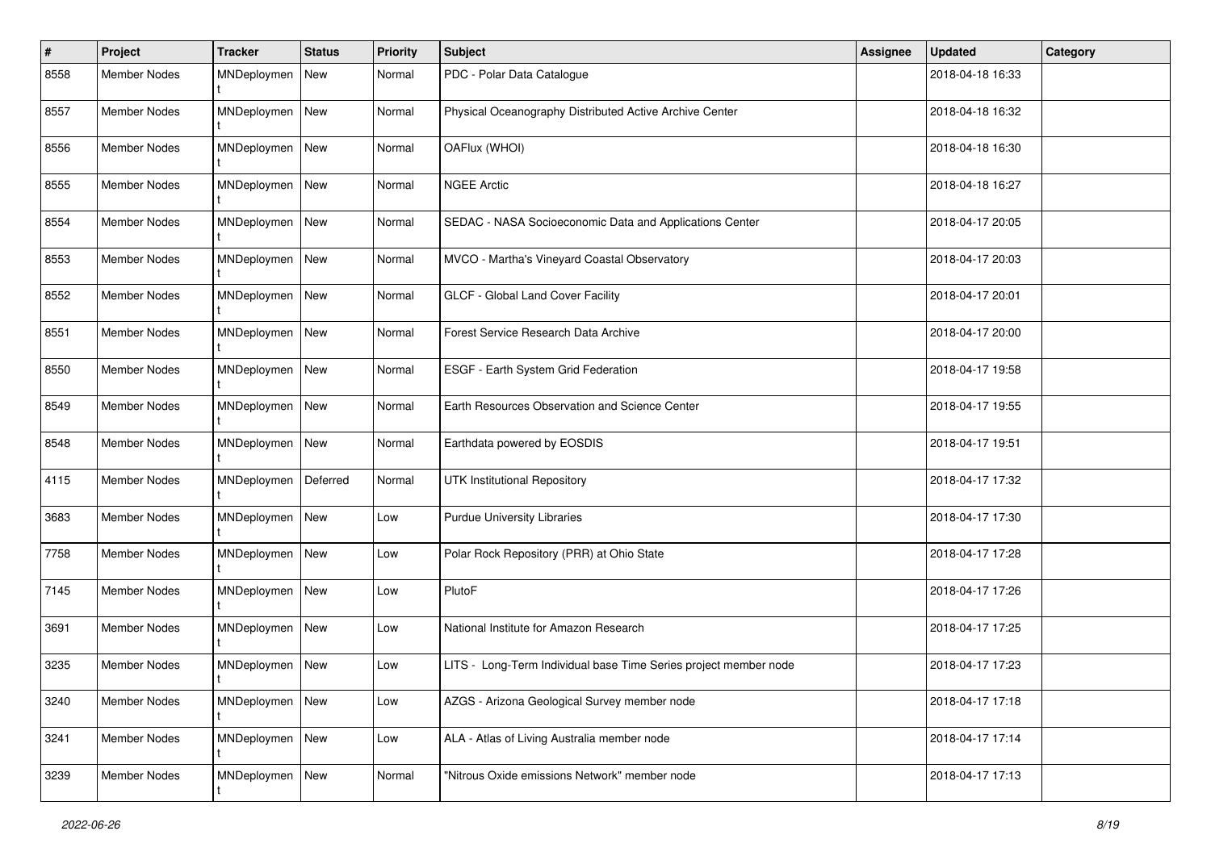| # | Project | Tracker | Status | Priority | Subject | Assignee | Updated | Category |
|---|---|---|---|---|---|---|---|---|
| 8558 | Member Nodes | MNDeployment | New | Normal | PDC - Polar Data Catalogue | | 2018-04-18 16:33 | |
| 8557 | Member Nodes | MNDeployment | New | Normal | Physical Oceanography Distributed Active Archive Center | | 2018-04-18 16:32 | |
| 8556 | Member Nodes | MNDeployment | New | Normal | OAFlux (WHOI) | | 2018-04-18 16:30 | |
| 8555 | Member Nodes | MNDeployment | New | Normal | NGEE Arctic | | 2018-04-18 16:27 | |
| 8554 | Member Nodes | MNDeployment | New | Normal | SEDAC - NASA Socioeconomic Data and Applications Center | | 2018-04-17 20:05 | |
| 8553 | Member Nodes | MNDeployment | New | Normal | MVCO - Martha's Vineyard Coastal Observatory | | 2018-04-17 20:03 | |
| 8552 | Member Nodes | MNDeployment | New | Normal | GLCF - Global Land Cover Facility | | 2018-04-17 20:01 | |
| 8551 | Member Nodes | MNDeployment | New | Normal | Forest Service Research Data Archive | | 2018-04-17 20:00 | |
| 8550 | Member Nodes | MNDeployment | New | Normal | ESGF - Earth System Grid Federation | | 2018-04-17 19:58 | |
| 8549 | Member Nodes | MNDeployment | New | Normal | Earth Resources Observation and Science Center | | 2018-04-17 19:55 | |
| 8548 | Member Nodes | MNDeployment | New | Normal | Earthdata powered by EOSDIS | | 2018-04-17 19:51 | |
| 4115 | Member Nodes | MNDeployment | Deferred | Normal | UTK Institutional Repository | | 2018-04-17 17:32 | |
| 3683 | Member Nodes | MNDeployment | New | Low | Purdue University Libraries | | 2018-04-17 17:30 | |
| 7758 | Member Nodes | MNDeployment | New | Low | Polar Rock Repository (PRR) at Ohio State | | 2018-04-17 17:28 | |
| 7145 | Member Nodes | MNDeployment | New | Low | PlutoF | | 2018-04-17 17:26 | |
| 3691 | Member Nodes | MNDeployment | New | Low | National Institute for Amazon Research | | 2018-04-17 17:25 | |
| 3235 | Member Nodes | MNDeployment | New | Low | LITS - Long-Term Individual base Time Series project member node | | 2018-04-17 17:23 | |
| 3240 | Member Nodes | MNDeployment | New | Low | AZGS - Arizona Geological Survey member node | | 2018-04-17 17:18 | |
| 3241 | Member Nodes | MNDeployment | New | Low | ALA - Atlas of Living Australia member node | | 2018-04-17 17:14 | |
| 3239 | Member Nodes | MNDeployment | New | Normal | "Nitrous Oxide emissions Network" member node | | 2018-04-17 17:13 | |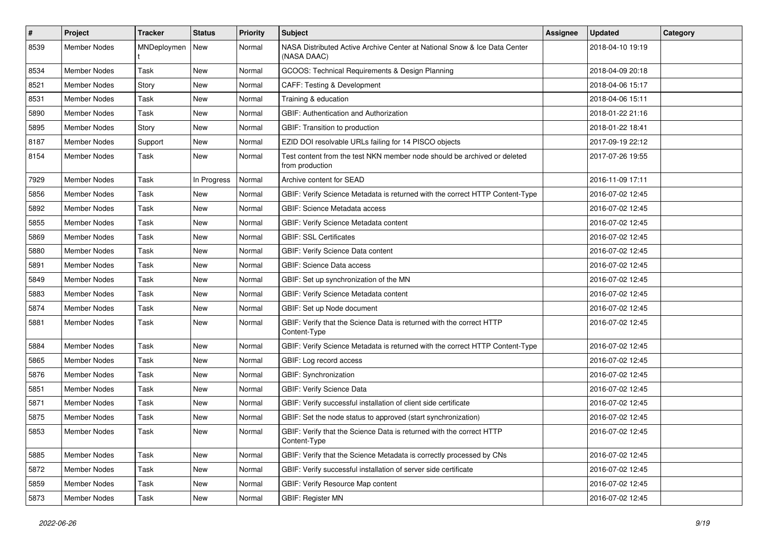| # | Project | Tracker | Status | Priority | Subject | Assignee | Updated | Category |
|---|---|---|---|---|---|---|---|---|
| 8539 | Member Nodes | MNDeployment | New | Normal | NASA Distributed Active Archive Center at National Snow & Ice Data Center (NASA DAAC) | | 2018-04-10 19:19 | |
| 8534 | Member Nodes | Task | New | Normal | GCOOS: Technical Requirements & Design Planning | | 2018-04-09 20:18 | |
| 8521 | Member Nodes | Story | New | Normal | CAFF: Testing & Development | | 2018-04-06 15:17 | |
| 8531 | Member Nodes | Task | New | Normal | Training & education | | 2018-04-06 15:11 | |
| 5890 | Member Nodes | Task | New | Normal | GBIF: Authentication and Authorization | | 2018-01-22 21:16 | |
| 5895 | Member Nodes | Story | New | Normal | GBIF: Transition to production | | 2018-01-22 18:41 | |
| 8187 | Member Nodes | Support | New | Normal | EZID DOI resolvable URLs failing for 14 PISCO objects | | 2017-09-19 22:12 | |
| 8154 | Member Nodes | Task | New | Normal | Test content from the test NKN member node should be archived or deleted from production | | 2017-07-26 19:55 | |
| 7929 | Member Nodes | Task | In Progress | Normal | Archive content for SEAD | | 2016-11-09 17:11 | |
| 5856 | Member Nodes | Task | New | Normal | GBIF: Verify Science Metadata is returned with the correct HTTP Content-Type | | 2016-07-02 12:45 | |
| 5892 | Member Nodes | Task | New | Normal | GBIF: Science Metadata access | | 2016-07-02 12:45 | |
| 5855 | Member Nodes | Task | New | Normal | GBIF: Verify Science Metadata content | | 2016-07-02 12:45 | |
| 5869 | Member Nodes | Task | New | Normal | GBIF: SSL Certificates | | 2016-07-02 12:45 | |
| 5880 | Member Nodes | Task | New | Normal | GBIF: Verify Science Data content | | 2016-07-02 12:45 | |
| 5891 | Member Nodes | Task | New | Normal | GBIF: Science Data access | | 2016-07-02 12:45 | |
| 5849 | Member Nodes | Task | New | Normal | GBIF: Set up synchronization of the MN | | 2016-07-02 12:45 | |
| 5883 | Member Nodes | Task | New | Normal | GBIF: Verify Science Metadata content | | 2016-07-02 12:45 | |
| 5874 | Member Nodes | Task | New | Normal | GBIF: Set up Node document | | 2016-07-02 12:45 | |
| 5881 | Member Nodes | Task | New | Normal | GBIF: Verify that the Science Data is returned with the correct HTTP Content-Type | | 2016-07-02 12:45 | |
| 5884 | Member Nodes | Task | New | Normal | GBIF: Verify Science Metadata is returned with the correct HTTP Content-Type | | 2016-07-02 12:45 | |
| 5865 | Member Nodes | Task | New | Normal | GBIF: Log record access | | 2016-07-02 12:45 | |
| 5876 | Member Nodes | Task | New | Normal | GBIF: Synchronization | | 2016-07-02 12:45 | |
| 5851 | Member Nodes | Task | New | Normal | GBIF: Verify Science Data | | 2016-07-02 12:45 | |
| 5871 | Member Nodes | Task | New | Normal | GBIF: Verify successful installation of client side certificate | | 2016-07-02 12:45 | |
| 5875 | Member Nodes | Task | New | Normal | GBIF: Set the node status to approved (start synchronization) | | 2016-07-02 12:45 | |
| 5853 | Member Nodes | Task | New | Normal | GBIF: Verify that the Science Data is returned with the correct HTTP Content-Type | | 2016-07-02 12:45 | |
| 5885 | Member Nodes | Task | New | Normal | GBIF: Verify that the Science Metadata is correctly processed by CNs | | 2016-07-02 12:45 | |
| 5872 | Member Nodes | Task | New | Normal | GBIF: Verify successful installation of server side certificate | | 2016-07-02 12:45 | |
| 5859 | Member Nodes | Task | New | Normal | GBIF: Verify Resource Map content | | 2016-07-02 12:45 | |
| 5873 | Member Nodes | Task | New | Normal | GBIF: Register MN | | 2016-07-02 12:45 | |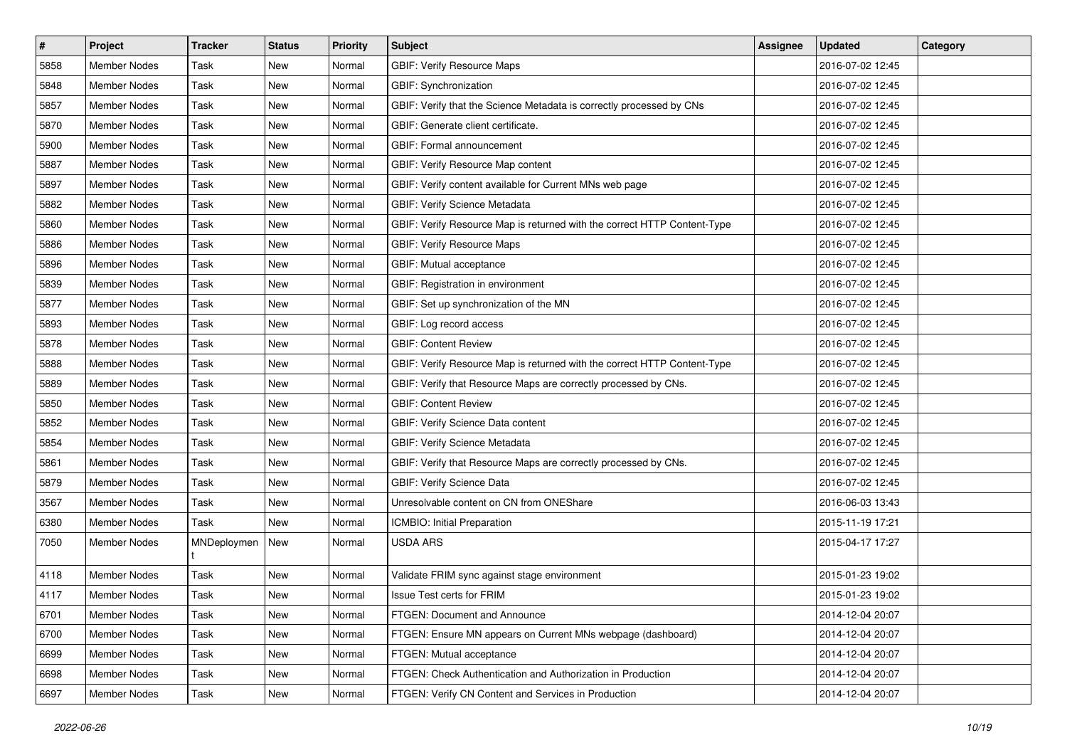| # | Project | Tracker | Status | Priority | Subject | Assignee | Updated | Category |
|---|---|---|---|---|---|---|---|---|
| 5858 | Member Nodes | Task | New | Normal | GBIF: Verify Resource Maps | | 2016-07-02 12:45 | |
| 5848 | Member Nodes | Task | New | Normal | GBIF: Synchronization | | 2016-07-02 12:45 | |
| 5857 | Member Nodes | Task | New | Normal | GBIF: Verify that the Science Metadata is correctly processed by CNs | | 2016-07-02 12:45 | |
| 5870 | Member Nodes | Task | New | Normal | GBIF: Generate client certificate. | | 2016-07-02 12:45 | |
| 5900 | Member Nodes | Task | New | Normal | GBIF: Formal announcement | | 2016-07-02 12:45 | |
| 5887 | Member Nodes | Task | New | Normal | GBIF: Verify Resource Map content | | 2016-07-02 12:45 | |
| 5897 | Member Nodes | Task | New | Normal | GBIF: Verify content available for Current MNs web page | | 2016-07-02 12:45 | |
| 5882 | Member Nodes | Task | New | Normal | GBIF: Verify Science Metadata | | 2016-07-02 12:45 | |
| 5860 | Member Nodes | Task | New | Normal | GBIF: Verify Resource Map is returned with the correct HTTP Content-Type | | 2016-07-02 12:45 | |
| 5886 | Member Nodes | Task | New | Normal | GBIF: Verify Resource Maps | | 2016-07-02 12:45 | |
| 5896 | Member Nodes | Task | New | Normal | GBIF: Mutual acceptance | | 2016-07-02 12:45 | |
| 5839 | Member Nodes | Task | New | Normal | GBIF: Registration in environment | | 2016-07-02 12:45 | |
| 5877 | Member Nodes | Task | New | Normal | GBIF: Set up synchronization of the MN | | 2016-07-02 12:45 | |
| 5893 | Member Nodes | Task | New | Normal | GBIF: Log record access | | 2016-07-02 12:45 | |
| 5878 | Member Nodes | Task | New | Normal | GBIF: Content Review | | 2016-07-02 12:45 | |
| 5888 | Member Nodes | Task | New | Normal | GBIF: Verify Resource Map is returned with the correct HTTP Content-Type | | 2016-07-02 12:45 | |
| 5889 | Member Nodes | Task | New | Normal | GBIF: Verify that Resource Maps are correctly processed by CNs. | | 2016-07-02 12:45 | |
| 5850 | Member Nodes | Task | New | Normal | GBIF: Content Review | | 2016-07-02 12:45 | |
| 5852 | Member Nodes | Task | New | Normal | GBIF: Verify Science Data content | | 2016-07-02 12:45 | |
| 5854 | Member Nodes | Task | New | Normal | GBIF: Verify Science Metadata | | 2016-07-02 12:45 | |
| 5861 | Member Nodes | Task | New | Normal | GBIF: Verify that Resource Maps are correctly processed by CNs. | | 2016-07-02 12:45 | |
| 5879 | Member Nodes | Task | New | Normal | GBIF: Verify Science Data | | 2016-07-02 12:45 | |
| 3567 | Member Nodes | Task | New | Normal | Unresolvable content on CN from ONEShare | | 2016-06-03 13:43 | |
| 6380 | Member Nodes | Task | New | Normal | ICMBIO: Initial Preparation | | 2015-11-19 17:21 | |
| 7050 | Member Nodes | MNDeployment | New | Normal | USDA ARS | | 2015-04-17 17:27 | |
| 4118 | Member Nodes | Task | New | Normal | Validate FRIM sync against stage environment | | 2015-01-23 19:02 | |
| 4117 | Member Nodes | Task | New | Normal | Issue Test certs for FRIM | | 2015-01-23 19:02 | |
| 6701 | Member Nodes | Task | New | Normal | FTGEN: Document and Announce | | 2014-12-04 20:07 | |
| 6700 | Member Nodes | Task | New | Normal | FTGEN: Ensure MN appears on Current MNs webpage (dashboard) | | 2014-12-04 20:07 | |
| 6699 | Member Nodes | Task | New | Normal | FTGEN: Mutual acceptance | | 2014-12-04 20:07 | |
| 6698 | Member Nodes | Task | New | Normal | FTGEN: Check Authentication and Authorization in Production | | 2014-12-04 20:07 | |
| 6697 | Member Nodes | Task | New | Normal | FTGEN: Verify CN Content and Services in Production | | 2014-12-04 20:07 | |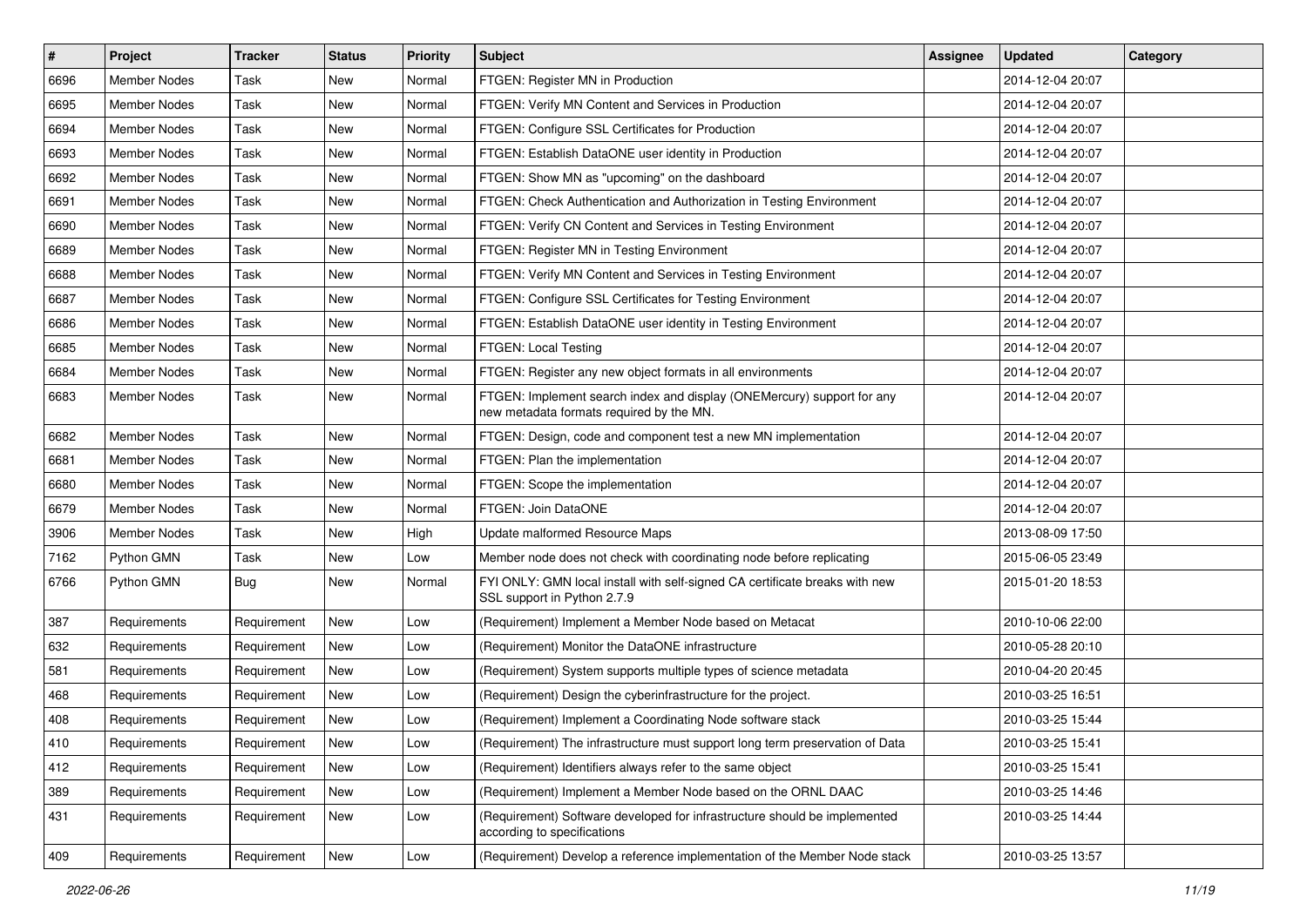| # | Project | Tracker | Status | Priority | Subject | Assignee | Updated | Category |
|---|---|---|---|---|---|---|---|---|
| 6696 | Member Nodes | Task | New | Normal | FTGEN: Register MN in Production | | 2014-12-04 20:07 | |
| 6695 | Member Nodes | Task | New | Normal | FTGEN: Verify MN Content and Services in Production | | 2014-12-04 20:07 | |
| 6694 | Member Nodes | Task | New | Normal | FTGEN: Configure SSL Certificates for Production | | 2014-12-04 20:07 | |
| 6693 | Member Nodes | Task | New | Normal | FTGEN: Establish DataONE user identity in Production | | 2014-12-04 20:07 | |
| 6692 | Member Nodes | Task | New | Normal | FTGEN: Show MN as "upcoming" on the dashboard | | 2014-12-04 20:07 | |
| 6691 | Member Nodes | Task | New | Normal | FTGEN: Check Authentication and Authorization in Testing Environment | | 2014-12-04 20:07 | |
| 6690 | Member Nodes | Task | New | Normal | FTGEN: Verify CN Content and Services in Testing Environment | | 2014-12-04 20:07 | |
| 6689 | Member Nodes | Task | New | Normal | FTGEN: Register MN in Testing Environment | | 2014-12-04 20:07 | |
| 6688 | Member Nodes | Task | New | Normal | FTGEN: Verify MN Content and Services in Testing Environment | | 2014-12-04 20:07 | |
| 6687 | Member Nodes | Task | New | Normal | FTGEN: Configure SSL Certificates for Testing Environment | | 2014-12-04 20:07 | |
| 6686 | Member Nodes | Task | New | Normal | FTGEN: Establish DataONE user identity in Testing Environment | | 2014-12-04 20:07 | |
| 6685 | Member Nodes | Task | New | Normal | FTGEN: Local Testing | | 2014-12-04 20:07 | |
| 6684 | Member Nodes | Task | New | Normal | FTGEN: Register any new object formats in all environments | | 2014-12-04 20:07 | |
| 6683 | Member Nodes | Task | New | Normal | FTGEN: Implement search index and display (ONEMercury) support for any new metadata formats required by the MN. | | 2014-12-04 20:07 | |
| 6682 | Member Nodes | Task | New | Normal | FTGEN: Design, code and component test a new MN implementation | | 2014-12-04 20:07 | |
| 6681 | Member Nodes | Task | New | Normal | FTGEN: Plan the implementation | | 2014-12-04 20:07 | |
| 6680 | Member Nodes | Task | New | Normal | FTGEN: Scope the implementation | | 2014-12-04 20:07 | |
| 6679 | Member Nodes | Task | New | Normal | FTGEN: Join DataONE | | 2014-12-04 20:07 | |
| 3906 | Member Nodes | Task | New | High | Update malformed Resource Maps | | 2013-08-09 17:50 | |
| 7162 | Python GMN | Task | New | Low | Member node does not check with coordinating node before replicating | | 2015-06-05 23:49 | |
| 6766 | Python GMN | Bug | New | Normal | FYI ONLY: GMN local install with self-signed CA certificate breaks with new SSL support in Python 2.7.9 | | 2015-01-20 18:53 | |
| 387 | Requirements | Requirement | New | Low | (Requirement) Implement a Member Node based on Metacat | | 2010-10-06 22:00 | |
| 632 | Requirements | Requirement | New | Low | (Requirement) Monitor the DataONE infrastructure | | 2010-05-28 20:10 | |
| 581 | Requirements | Requirement | New | Low | (Requirement) System supports multiple types of science metadata | | 2010-04-20 20:45 | |
| 468 | Requirements | Requirement | New | Low | (Requirement) Design the cyberinfrastructure for the project. | | 2010-03-25 16:51 | |
| 408 | Requirements | Requirement | New | Low | (Requirement) Implement a Coordinating Node software stack | | 2010-03-25 15:44 | |
| 410 | Requirements | Requirement | New | Low | (Requirement) The infrastructure must support long term preservation of Data | | 2010-03-25 15:41 | |
| 412 | Requirements | Requirement | New | Low | (Requirement) Identifiers always refer to the same object | | 2010-03-25 15:41 | |
| 389 | Requirements | Requirement | New | Low | (Requirement) Implement a Member Node based on the ORNL DAAC | | 2010-03-25 14:46 | |
| 431 | Requirements | Requirement | New | Low | (Requirement) Software developed for infrastructure should be implemented according to specifications | | 2010-03-25 14:44 | |
| 409 | Requirements | Requirement | New | Low | (Requirement) Develop a reference implementation of the Member Node stack | | 2010-03-25 13:57 | |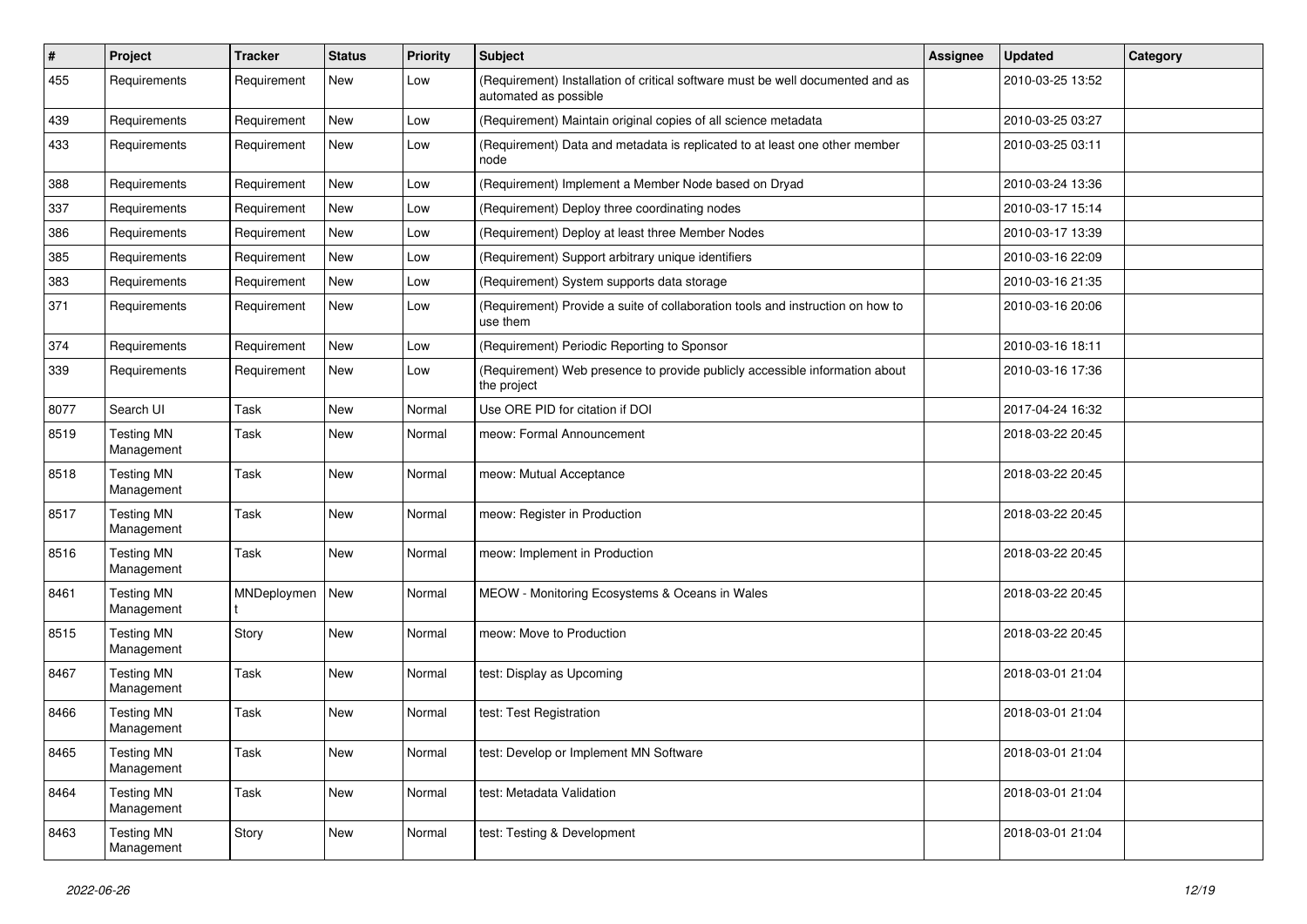| # | Project | Tracker | Status | Priority | Subject | Assignee | Updated | Category |
|---|---|---|---|---|---|---|---|---|
| 455 | Requirements | Requirement | New | Low | (Requirement) Installation of critical software must be well documented and as automated as possible | | 2010-03-25 13:52 | |
| 439 | Requirements | Requirement | New | Low | (Requirement) Maintain original copies of all science metadata | | 2010-03-25 03:27 | |
| 433 | Requirements | Requirement | New | Low | (Requirement) Data and metadata is replicated to at least one other member node | | 2010-03-25 03:11 | |
| 388 | Requirements | Requirement | New | Low | (Requirement) Implement a Member Node based on Dryad | | 2010-03-24 13:36 | |
| 337 | Requirements | Requirement | New | Low | (Requirement) Deploy three coordinating nodes | | 2010-03-17 15:14 | |
| 386 | Requirements | Requirement | New | Low | (Requirement) Deploy at least three Member Nodes | | 2010-03-17 13:39 | |
| 385 | Requirements | Requirement | New | Low | (Requirement) Support arbitrary unique identifiers | | 2010-03-16 22:09 | |
| 383 | Requirements | Requirement | New | Low | (Requirement) System supports data storage | | 2010-03-16 21:35 | |
| 371 | Requirements | Requirement | New | Low | (Requirement) Provide a suite of collaboration tools and instruction on how to use them | | 2010-03-16 20:06 | |
| 374 | Requirements | Requirement | New | Low | (Requirement) Periodic Reporting to Sponsor | | 2010-03-16 18:11 | |
| 339 | Requirements | Requirement | New | Low | (Requirement) Web presence to provide publicly accessible information about the project | | 2010-03-16 17:36 | |
| 8077 | Search UI | Task | New | Normal | Use ORE PID for citation if DOI | | 2017-04-24 16:32 | |
| 8519 | Testing MN Management | Task | New | Normal | meow: Formal Announcement | | 2018-03-22 20:45 | |
| 8518 | Testing MN Management | Task | New | Normal | meow: Mutual Acceptance | | 2018-03-22 20:45 | |
| 8517 | Testing MN Management | Task | New | Normal | meow: Register in Production | | 2018-03-22 20:45 | |
| 8516 | Testing MN Management | Task | New | Normal | meow: Implement in Production | | 2018-03-22 20:45 | |
| 8461 | Testing MN Management | MNDeployment | New | Normal | MEOW - Monitoring Ecosystems & Oceans in Wales | | 2018-03-22 20:45 | |
| 8515 | Testing MN Management | Story | New | Normal | meow: Move to Production | | 2018-03-22 20:45 | |
| 8467 | Testing MN Management | Task | New | Normal | test: Display as Upcoming | | 2018-03-01 21:04 | |
| 8466 | Testing MN Management | Task | New | Normal | test: Test Registration | | 2018-03-01 21:04 | |
| 8465 | Testing MN Management | Task | New | Normal | test: Develop or Implement MN Software | | 2018-03-01 21:04 | |
| 8464 | Testing MN Management | Task | New | Normal | test: Metadata Validation | | 2018-03-01 21:04 | |
| 8463 | Testing MN Management | Story | New | Normal | test: Testing & Development | | 2018-03-01 21:04 | |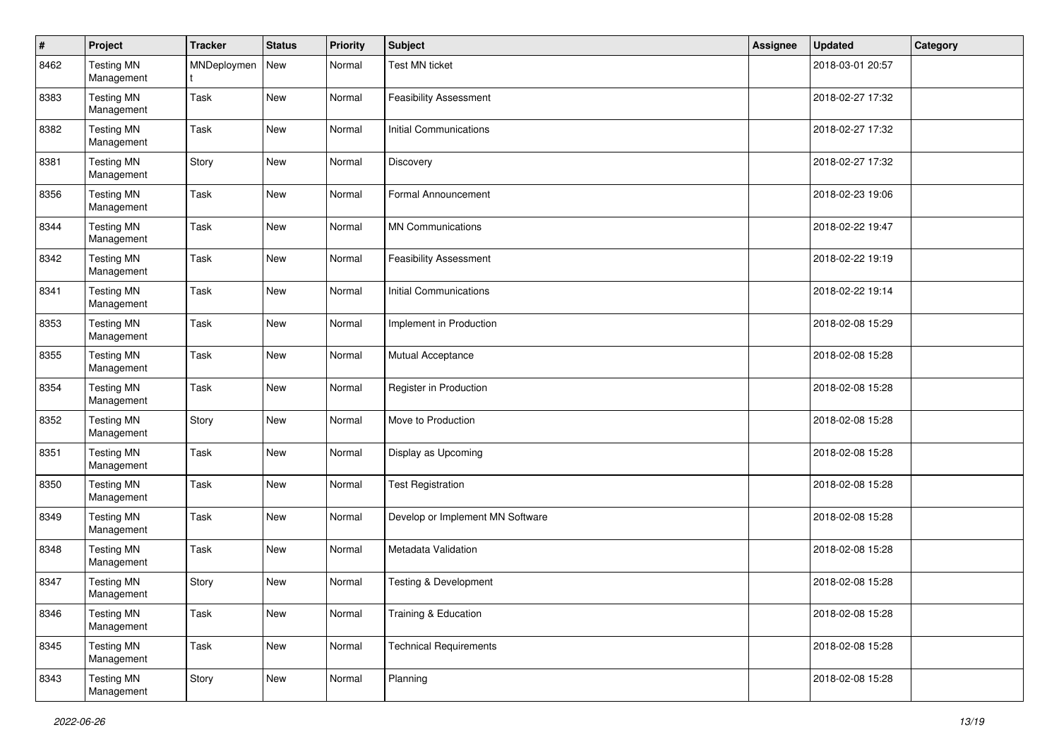| # | Project | Tracker | Status | Priority | Subject | Assignee | Updated | Category |
|---|---|---|---|---|---|---|---|---|
| 8462 | Testing MN Management | MNDeployment | New | Normal | Test MN ticket | | 2018-03-01 20:57 | |
| 8383 | Testing MN Management | Task | New | Normal | Feasibility Assessment | | 2018-02-27 17:32 | |
| 8382 | Testing MN Management | Task | New | Normal | Initial Communications | | 2018-02-27 17:32 | |
| 8381 | Testing MN Management | Story | New | Normal | Discovery | | 2018-02-27 17:32 | |
| 8356 | Testing MN Management | Task | New | Normal | Formal Announcement | | 2018-02-23 19:06 | |
| 8344 | Testing MN Management | Task | New | Normal | MN Communications | | 2018-02-22 19:47 | |
| 8342 | Testing MN Management | Task | New | Normal | Feasibility Assessment | | 2018-02-22 19:19 | |
| 8341 | Testing MN Management | Task | New | Normal | Initial Communications | | 2018-02-22 19:14 | |
| 8353 | Testing MN Management | Task | New | Normal | Implement in Production | | 2018-02-08 15:29 | |
| 8355 | Testing MN Management | Task | New | Normal | Mutual Acceptance | | 2018-02-08 15:28 | |
| 8354 | Testing MN Management | Task | New | Normal | Register in Production | | 2018-02-08 15:28 | |
| 8352 | Testing MN Management | Story | New | Normal | Move to Production | | 2018-02-08 15:28 | |
| 8351 | Testing MN Management | Task | New | Normal | Display as Upcoming | | 2018-02-08 15:28 | |
| 8350 | Testing MN Management | Task | New | Normal | Test Registration | | 2018-02-08 15:28 | |
| 8349 | Testing MN Management | Task | New | Normal | Develop or Implement MN Software | | 2018-02-08 15:28 | |
| 8348 | Testing MN Management | Task | New | Normal | Metadata Validation | | 2018-02-08 15:28 | |
| 8347 | Testing MN Management | Story | New | Normal | Testing & Development | | 2018-02-08 15:28 | |
| 8346 | Testing MN Management | Task | New | Normal | Training & Education | | 2018-02-08 15:28 | |
| 8345 | Testing MN Management | Task | New | Normal | Technical Requirements | | 2018-02-08 15:28 | |
| 8343 | Testing MN Management | Story | New | Normal | Planning | | 2018-02-08 15:28 | |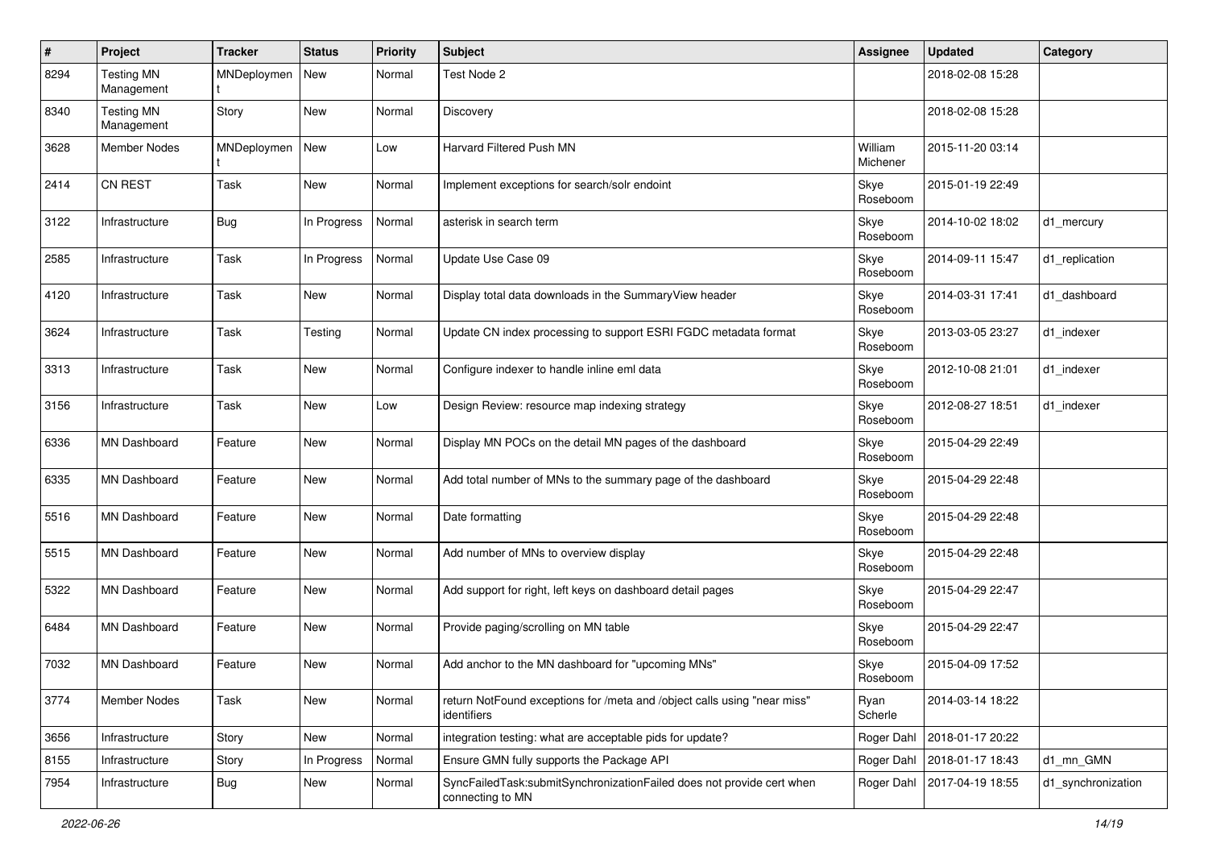| # | Project | Tracker | Status | Priority | Subject | Assignee | Updated | Category |
|---|---|---|---|---|---|---|---|---|
| 8294 | Testing MN Management | MNDeployment | New | Normal | Test Node 2 | | 2018-02-08 15:28 | |
| 8340 | Testing MN Management | Story | New | Normal | Discovery | | 2018-02-08 15:28 | |
| 3628 | Member Nodes | MNDeployment | New | Low | Harvard Filtered Push MN | William Michener | 2015-11-20 03:14 | |
| 2414 | CN REST | Task | New | Normal | Implement exceptions for search/solr endoint | Skye Roseboom | 2015-01-19 22:49 | |
| 3122 | Infrastructure | Bug | In Progress | Normal | asterisk in search term | Skye Roseboom | 2014-10-02 18:02 | d1_mercury |
| 2585 | Infrastructure | Task | In Progress | Normal | Update Use Case 09 | Skye Roseboom | 2014-09-11 15:47 | d1_replication |
| 4120 | Infrastructure | Task | New | Normal | Display total data downloads in the SummaryView header | Skye Roseboom | 2014-03-31 17:41 | d1_dashboard |
| 3624 | Infrastructure | Task | Testing | Normal | Update CN index processing to support ESRI FGDC metadata format | Skye Roseboom | 2013-03-05 23:27 | d1_indexer |
| 3313 | Infrastructure | Task | New | Normal | Configure indexer to handle inline eml data | Skye Roseboom | 2012-10-08 21:01 | d1_indexer |
| 3156 | Infrastructure | Task | New | Low | Design Review: resource map indexing strategy | Skye Roseboom | 2012-08-27 18:51 | d1_indexer |
| 6336 | MN Dashboard | Feature | New | Normal | Display MN POCs on the detail MN pages of the dashboard | Skye Roseboom | 2015-04-29 22:49 | |
| 6335 | MN Dashboard | Feature | New | Normal | Add total number of MNs to the summary page of the dashboard | Skye Roseboom | 2015-04-29 22:48 | |
| 5516 | MN Dashboard | Feature | New | Normal | Date formatting | Skye Roseboom | 2015-04-29 22:48 | |
| 5515 | MN Dashboard | Feature | New | Normal | Add number of MNs to overview display | Skye Roseboom | 2015-04-29 22:48 | |
| 5322 | MN Dashboard | Feature | New | Normal | Add support for right, left keys on dashboard detail pages | Skye Roseboom | 2015-04-29 22:47 | |
| 6484 | MN Dashboard | Feature | New | Normal | Provide paging/scrolling on MN table | Skye Roseboom | 2015-04-29 22:47 | |
| 7032 | MN Dashboard | Feature | New | Normal | Add anchor to the MN dashboard for "upcoming MNs" | Skye Roseboom | 2015-04-09 17:52 | |
| 3774 | Member Nodes | Task | New | Normal | return NotFound exceptions for /meta and /object calls using "near miss" identifiers | Ryan Scherle | 2014-03-14 18:22 | |
| 3656 | Infrastructure | Story | New | Normal | integration testing: what are acceptable pids for update? | Roger Dahl | 2018-01-17 20:22 | |
| 8155 | Infrastructure | Story | In Progress | Normal | Ensure GMN fully supports the Package API | Roger Dahl | 2018-01-17 18:43 | d1_mn_GMN |
| 7954 | Infrastructure | Bug | New | Normal | SyncFailedTask:submitSynchronizationFailed does not provide cert when connecting to MN | Roger Dahl | 2017-04-19 18:55 | d1_synchronization |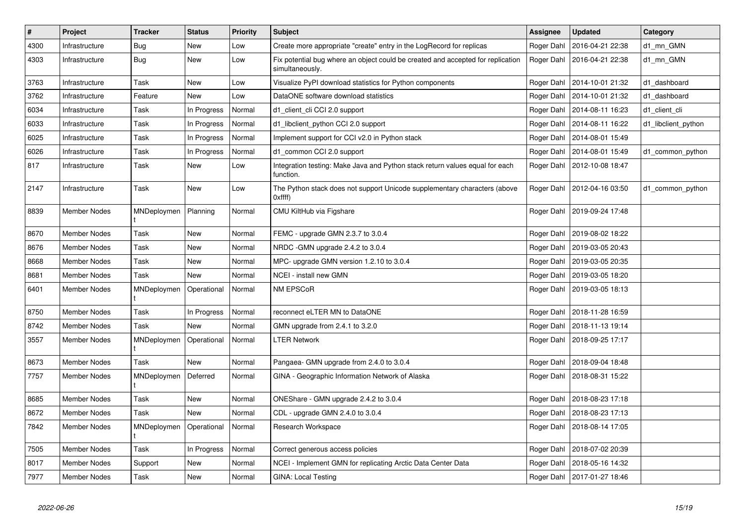| # | Project | Tracker | Status | Priority | Subject | Assignee | Updated | Category |
|---|---|---|---|---|---|---|---|---|
| 4300 | Infrastructure | Bug | New | Low | Create more appropriate "create" entry in the LogRecord for replicas | Roger Dahl | 2016-04-21 22:38 | d1_mn_GMN |
| 4303 | Infrastructure | Bug | New | Low | Fix potential bug where an object could be created and accepted for replication simultaneously. | Roger Dahl | 2016-04-21 22:38 | d1_mn_GMN |
| 3763 | Infrastructure | Task | New | Low | Visualize PyPI download statistics for Python components | Roger Dahl | 2014-10-01 21:32 | d1_dashboard |
| 3762 | Infrastructure | Feature | New | Low | DataONE software download statistics | Roger Dahl | 2014-10-01 21:32 | d1_dashboard |
| 6034 | Infrastructure | Task | In Progress | Normal | d1_client_cli CCI 2.0 support | Roger Dahl | 2014-08-11 16:23 | d1_client_cli |
| 6033 | Infrastructure | Task | In Progress | Normal | d1_libclient_python CCI 2.0 support | Roger Dahl | 2014-08-11 16:22 | d1_libclient_python |
| 6025 | Infrastructure | Task | In Progress | Normal | Implement support for CCI v2.0 in Python stack | Roger Dahl | 2014-08-01 15:49 | |
| 6026 | Infrastructure | Task | In Progress | Normal | d1_common CCI 2.0 support | Roger Dahl | 2014-08-01 15:49 | d1_common_python |
| 817 | Infrastructure | Task | New | Low | Integration testing: Make Java and Python stack return values equal for each function. | Roger Dahl | 2012-10-08 18:47 | |
| 2147 | Infrastructure | Task | New | Low | The Python stack does not support Unicode supplementary characters (above 0xffff) | Roger Dahl | 2012-04-16 03:50 | d1_common_python |
| 8839 | Member Nodes | MNDeployment | Planning | Normal | CMU KiltHub via Figshare | Roger Dahl | 2019-09-24 17:48 | |
| 8670 | Member Nodes | Task | New | Normal | FEMC - upgrade GMN 2.3.7 to 3.0.4 | Roger Dahl | 2019-08-02 18:22 | |
| 8676 | Member Nodes | Task | New | Normal | NRDC -GMN upgrade 2.4.2 to 3.0.4 | Roger Dahl | 2019-03-05 20:43 | |
| 8668 | Member Nodes | Task | New | Normal | MPC- upgrade GMN version 1.2.10 to 3.0.4 | Roger Dahl | 2019-03-05 20:35 | |
| 8681 | Member Nodes | Task | New | Normal | NCEI - install new GMN | Roger Dahl | 2019-03-05 18:20 | |
| 6401 | Member Nodes | MNDeployment | Operational | Normal | NM EPSCoR | Roger Dahl | 2019-03-05 18:13 | |
| 8750 | Member Nodes | Task | In Progress | Normal | reconnect eLTER MN to DataONE | Roger Dahl | 2018-11-28 16:59 | |
| 8742 | Member Nodes | Task | New | Normal | GMN upgrade from 2.4.1 to 3.2.0 | Roger Dahl | 2018-11-13 19:14 | |
| 3557 | Member Nodes | MNDeployment | Operational | Normal | LTER Network | Roger Dahl | 2018-09-25 17:17 | |
| 8673 | Member Nodes | Task | New | Normal | Pangaea- GMN upgrade from 2.4.0 to 3.0.4 | Roger Dahl | 2018-09-04 18:48 | |
| 7757 | Member Nodes | MNDeployment | Deferred | Normal | GINA - Geographic Information Network of Alaska | Roger Dahl | 2018-08-31 15:22 | |
| 8685 | Member Nodes | Task | New | Normal | ONEShare - GMN upgrade 2.4.2 to 3.0.4 | Roger Dahl | 2018-08-23 17:18 | |
| 8672 | Member Nodes | Task | New | Normal | CDL - upgrade GMN 2.4.0 to 3.0.4 | Roger Dahl | 2018-08-23 17:13 | |
| 7842 | Member Nodes | MNDeployment | Operational | Normal | Research Workspace | Roger Dahl | 2018-08-14 17:05 | |
| 7505 | Member Nodes | Task | In Progress | Normal | Correct generous access policies | Roger Dahl | 2018-07-02 20:39 | |
| 8017 | Member Nodes | Support | New | Normal | NCEI - Implement GMN for replicating Arctic Data Center Data | Roger Dahl | 2018-05-16 14:32 | |
| 7977 | Member Nodes | Task | New | Normal | GINA: Local Testing | Roger Dahl | 2017-01-27 18:46 | |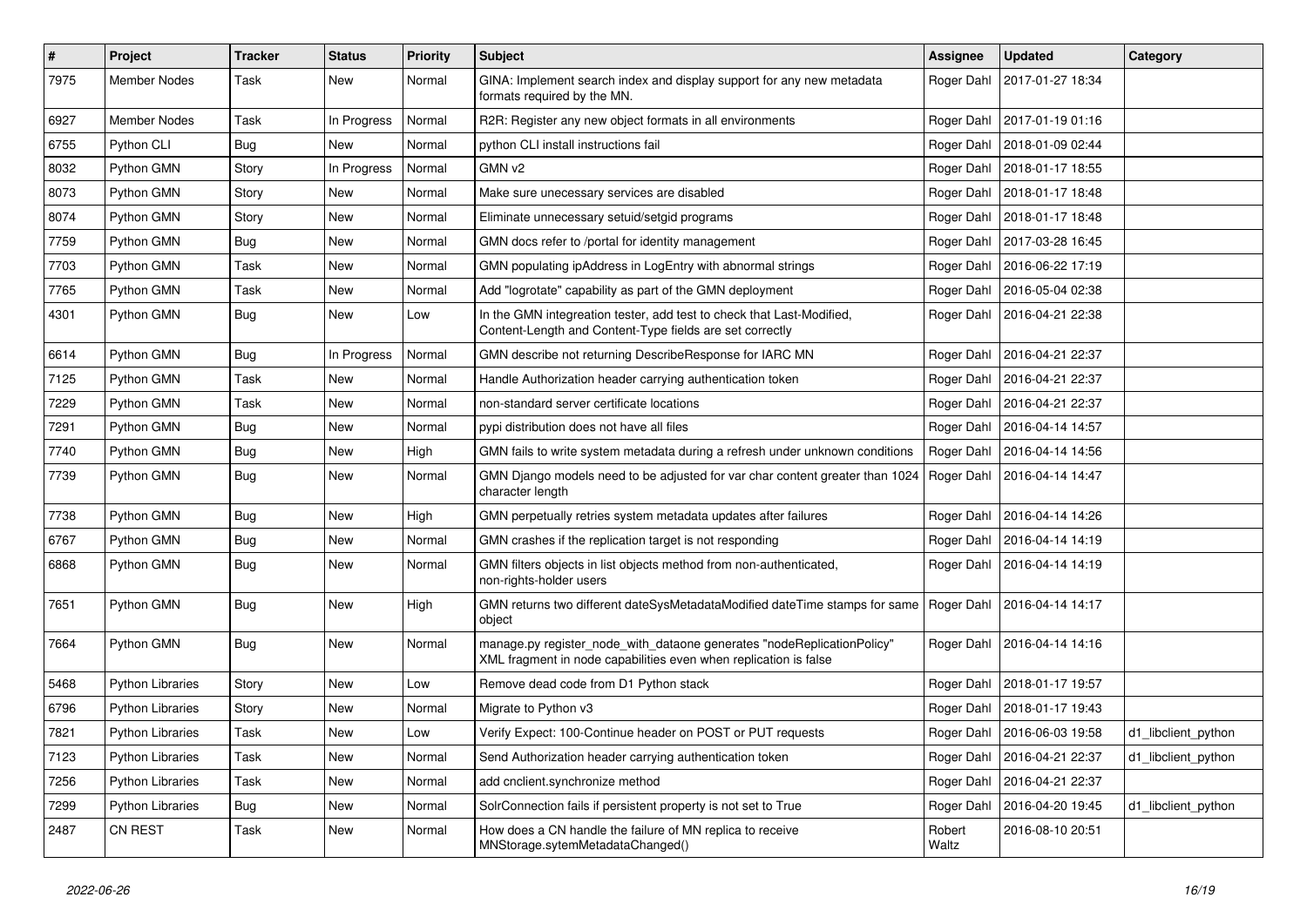| # | Project | Tracker | Status | Priority | Subject | Assignee | Updated | Category |
|---|---|---|---|---|---|---|---|---|
| 7975 | Member Nodes | Task | New | Normal | GINA: Implement search index and display support for any new metadata formats required by the MN. | Roger Dahl | 2017-01-27 18:34 | |
| 6927 | Member Nodes | Task | In Progress | Normal | R2R: Register any new object formats in all environments | Roger Dahl | 2017-01-19 01:16 | |
| 6755 | Python CLI | Bug | New | Normal | python CLI install instructions fail | Roger Dahl | 2018-01-09 02:44 | |
| 8032 | Python GMN | Story | In Progress | Normal | GMN v2 | Roger Dahl | 2018-01-17 18:55 | |
| 8073 | Python GMN | Story | New | Normal | Make sure unecessary services are disabled | Roger Dahl | 2018-01-17 18:48 | |
| 8074 | Python GMN | Story | New | Normal | Eliminate unnecessary setuid/setgid programs | Roger Dahl | 2018-01-17 18:48 | |
| 7759 | Python GMN | Bug | New | Normal | GMN docs refer to /portal for identity management | Roger Dahl | 2017-03-28 16:45 | |
| 7703 | Python GMN | Task | New | Normal | GMN populating ipAddress in LogEntry with abnormal strings | Roger Dahl | 2016-06-22 17:19 | |
| 7765 | Python GMN | Task | New | Normal | Add "logrotate" capability as part of the GMN deployment | Roger Dahl | 2016-05-04 02:38 | |
| 4301 | Python GMN | Bug | New | Low | In the GMN integreation tester, add test to check that Last-Modified, Content-Length and Content-Type fields are set correctly | Roger Dahl | 2016-04-21 22:38 | |
| 6614 | Python GMN | Bug | In Progress | Normal | GMN describe not returning DescribeResponse for IARC MN | Roger Dahl | 2016-04-21 22:37 | |
| 7125 | Python GMN | Task | New | Normal | Handle Authorization header carrying authentication token | Roger Dahl | 2016-04-21 22:37 | |
| 7229 | Python GMN | Task | New | Normal | non-standard server certificate locations | Roger Dahl | 2016-04-21 22:37 | |
| 7291 | Python GMN | Bug | New | Normal | pypi distribution does not have all files | Roger Dahl | 2016-04-14 14:57 | |
| 7740 | Python GMN | Bug | New | High | GMN fails to write system metadata during a refresh under unknown conditions | Roger Dahl | 2016-04-14 14:56 | |
| 7739 | Python GMN | Bug | New | Normal | GMN Django models need to be adjusted for var char content greater than 1024 character length | Roger Dahl | 2016-04-14 14:47 | |
| 7738 | Python GMN | Bug | New | High | GMN perpetually retries system metadata updates after failures | Roger Dahl | 2016-04-14 14:26 | |
| 6767 | Python GMN | Bug | New | Normal | GMN crashes if the replication target is not responding | Roger Dahl | 2016-04-14 14:19 | |
| 6868 | Python GMN | Bug | New | Normal | GMN filters objects in list objects method from non-authenticated, non-rights-holder users | Roger Dahl | 2016-04-14 14:19 | |
| 7651 | Python GMN | Bug | New | High | GMN returns two different dateSysMetadataModified dateTime stamps for same object | Roger Dahl | 2016-04-14 14:17 | |
| 7664 | Python GMN | Bug | New | Normal | manage.py register_node_with_dataone generates "nodeReplicationPolicy" XML fragment in node capabilities even when replication is false | Roger Dahl | 2016-04-14 14:16 | |
| 5468 | Python Libraries | Story | New | Low | Remove dead code from D1 Python stack | Roger Dahl | 2018-01-17 19:57 | |
| 6796 | Python Libraries | Story | New | Normal | Migrate to Python v3 | Roger Dahl | 2018-01-17 19:43 | |
| 7821 | Python Libraries | Task | New | Low | Verify Expect: 100-Continue header on POST or PUT requests | Roger Dahl | 2016-06-03 19:58 | d1_libclient_python |
| 7123 | Python Libraries | Task | New | Normal | Send Authorization header carrying authentication token | Roger Dahl | 2016-04-21 22:37 | d1_libclient_python |
| 7256 | Python Libraries | Task | New | Normal | add cnclient.synchronize method | Roger Dahl | 2016-04-21 22:37 | |
| 7299 | Python Libraries | Bug | New | Normal | SolrConnection fails if persistent property is not set to True | Roger Dahl | 2016-04-20 19:45 | d1_libclient_python |
| 2487 | CN REST | Task | New | Normal | How does a CN handle the failure of MN replica to receive MNStorage.sytemMetadataChanged() | Robert Waltz | 2016-08-10 20:51 | |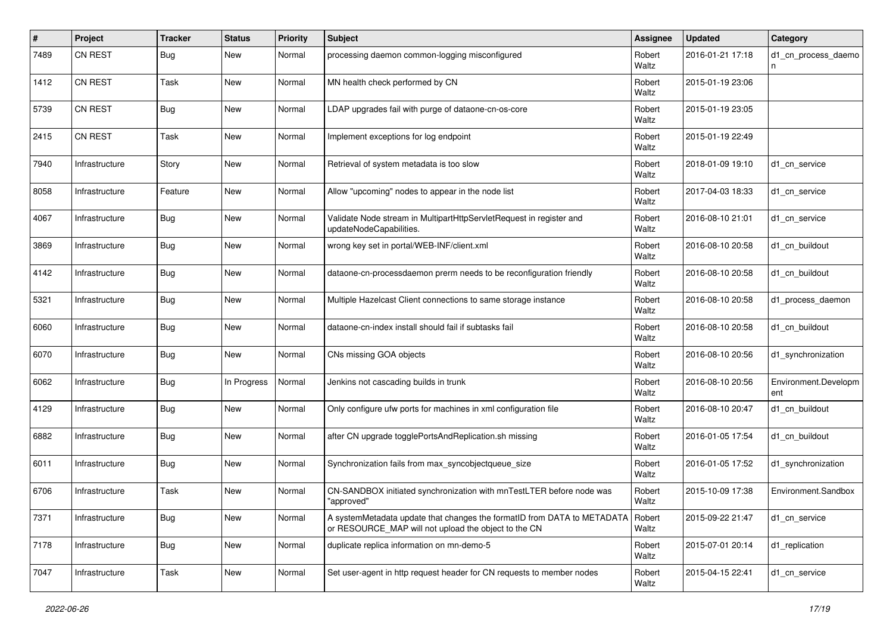| # | Project | Tracker | Status | Priority | Subject | Assignee | Updated | Category |
|---|---|---|---|---|---|---|---|---|
| 7489 | CN REST | Bug | New | Normal | processing daemon common-logging misconfigured | Robert Waltz | 2016-01-21 17:18 | d1_cn_process_daemon |
| 1412 | CN REST | Task | New | Normal | MN health check performed by CN | Robert Waltz | 2015-01-19 23:06 | |
| 5739 | CN REST | Bug | New | Normal | LDAP upgrades fail with purge of dataone-cn-os-core | Robert Waltz | 2015-01-19 23:05 | |
| 2415 | CN REST | Task | New | Normal | Implement exceptions for log endpoint | Robert Waltz | 2015-01-19 22:49 | |
| 7940 | Infrastructure | Story | New | Normal | Retrieval of system metadata is too slow | Robert Waltz | 2018-01-09 19:10 | d1_cn_service |
| 8058 | Infrastructure | Feature | New | Normal | Allow "upcoming" nodes to appear in the node list | Robert Waltz | 2017-04-03 18:33 | d1_cn_service |
| 4067 | Infrastructure | Bug | New | Normal | Validate Node stream in MultipartHttpServletRequest in register and updateNodeCapabilities. | Robert Waltz | 2016-08-10 21:01 | d1_cn_service |
| 3869 | Infrastructure | Bug | New | Normal | wrong key set in portal/WEB-INF/client.xml | Robert Waltz | 2016-08-10 20:58 | d1_cn_buildout |
| 4142 | Infrastructure | Bug | New | Normal | dataone-cn-processdaemon prerm needs to be reconfiguration friendly | Robert Waltz | 2016-08-10 20:58 | d1_cn_buildout |
| 5321 | Infrastructure | Bug | New | Normal | Multiple Hazelcast Client connections to same storage instance | Robert Waltz | 2016-08-10 20:58 | d1_process_daemon |
| 6060 | Infrastructure | Bug | New | Normal | dataone-cn-index install should fail if subtasks fail | Robert Waltz | 2016-08-10 20:58 | d1_cn_buildout |
| 6070 | Infrastructure | Bug | New | Normal | CNs missing GOA objects | Robert Waltz | 2016-08-10 20:56 | d1_synchronization |
| 6062 | Infrastructure | Bug | In Progress | Normal | Jenkins not cascading builds in trunk | Robert Waltz | 2016-08-10 20:56 | Environment.Development |
| 4129 | Infrastructure | Bug | New | Normal | Only configure ufw ports for machines in xml configuration file | Robert Waltz | 2016-08-10 20:47 | d1_cn_buildout |
| 6882 | Infrastructure | Bug | New | Normal | after CN upgrade togglePortsAndReplication.sh missing | Robert Waltz | 2016-01-05 17:54 | d1_cn_buildout |
| 6011 | Infrastructure | Bug | New | Normal | Synchronization fails from max_syncobjectqueue_size | Robert Waltz | 2016-01-05 17:52 | d1_synchronization |
| 6706 | Infrastructure | Task | New | Normal | CN-SANDBOX initiated synchronization with mnTestLTER before node was "approved" | Robert Waltz | 2015-10-09 17:38 | Environment.Sandbox |
| 7371 | Infrastructure | Bug | New | Normal | A systemMetadata update that changes the formatID from DATA to METADATA or RESOURCE_MAP will not upload the object to the CN | Robert Waltz | 2015-09-22 21:47 | d1_cn_service |
| 7178 | Infrastructure | Bug | New | Normal | duplicate replica information on mn-demo-5 | Robert Waltz | 2015-07-01 20:14 | d1_replication |
| 7047 | Infrastructure | Task | New | Normal | Set user-agent in http request header for CN requests to member nodes | Robert Waltz | 2015-04-15 22:41 | d1_cn_service |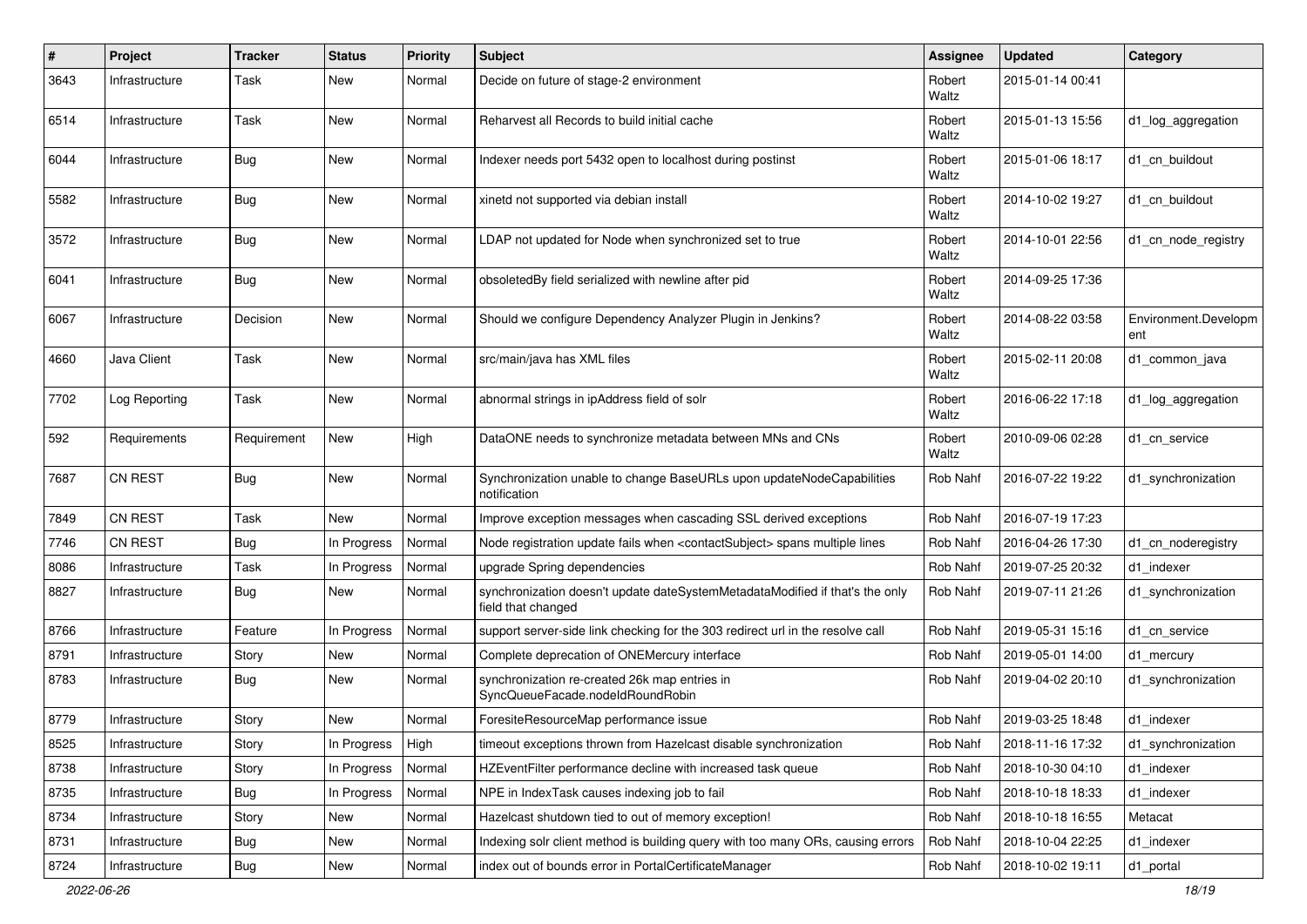| # | Project | Tracker | Status | Priority | Subject | Assignee | Updated | Category |
|---|---|---|---|---|---|---|---|---|
| 3643 | Infrastructure | Task | New | Normal | Decide on future of stage-2 environment | Robert Waltz | 2015-01-14 00:41 | |
| 6514 | Infrastructure | Task | New | Normal | Reharvest all Records to build initial cache | Robert Waltz | 2015-01-13 15:56 | d1_log_aggregation |
| 6044 | Infrastructure | Bug | New | Normal | Indexer needs port 5432 open to localhost during postinst | Robert Waltz | 2015-01-06 18:17 | d1_cn_buildout |
| 5582 | Infrastructure | Bug | New | Normal | xinetd not supported via debian install | Robert Waltz | 2014-10-02 19:27 | d1_cn_buildout |
| 3572 | Infrastructure | Bug | New | Normal | LDAP not updated for Node when synchronized set to true | Robert Waltz | 2014-10-01 22:56 | d1_cn_node_registry |
| 6041 | Infrastructure | Bug | New | Normal | obsoletedBy field serialized with newline after pid | Robert Waltz | 2014-09-25 17:36 | |
| 6067 | Infrastructure | Decision | New | Normal | Should we configure Dependency Analyzer Plugin in Jenkins? | Robert Waltz | 2014-08-22 03:58 | Environment.Development |
| 4660 | Java Client | Task | New | Normal | src/main/java has XML files | Robert Waltz | 2015-02-11 20:08 | d1_common_java |
| 7702 | Log Reporting | Task | New | Normal | abnormal strings in ipAddress field of solr | Robert Waltz | 2016-06-22 17:18 | d1_log_aggregation |
| 592 | Requirements | Requirement | New | High | DataONE needs to synchronize metadata between MNs and CNs | Robert Waltz | 2010-09-06 02:28 | d1_cn_service |
| 7687 | CN REST | Bug | New | Normal | Synchronization unable to change BaseURLs upon updateNodeCapabilities notification | Rob Nahf | 2016-07-22 19:22 | d1_synchronization |
| 7849 | CN REST | Task | New | Normal | Improve exception messages when cascading SSL derived exceptions | Rob Nahf | 2016-07-19 17:23 | |
| 7746 | CN REST | Bug | In Progress | Normal | Node registration update fails when <contactSubject> spans multiple lines | Rob Nahf | 2016-04-26 17:30 | d1_cn_noderegistry |
| 8086 | Infrastructure | Task | In Progress | Normal | upgrade Spring dependencies | Rob Nahf | 2019-07-25 20:32 | d1_indexer |
| 8827 | Infrastructure | Bug | New | Normal | synchronization doesn't update dateSystemMetadataModified if that's the only field that changed | Rob Nahf | 2019-07-11 21:26 | d1_synchronization |
| 8766 | Infrastructure | Feature | In Progress | Normal | support server-side link checking for the 303 redirect url in the resolve call | Rob Nahf | 2019-05-31 15:16 | d1_cn_service |
| 8791 | Infrastructure | Story | New | Normal | Complete deprecation of ONEMercury interface | Rob Nahf | 2019-05-01 14:00 | d1_mercury |
| 8783 | Infrastructure | Bug | New | Normal | synchronization re-created 26k map entries in SyncQueueFacade.nodeIdRoundRobin | Rob Nahf | 2019-04-02 20:10 | d1_synchronization |
| 8779 | Infrastructure | Story | New | Normal | ForesiteResourceMap performance issue | Rob Nahf | 2019-03-25 18:48 | d1_indexer |
| 8525 | Infrastructure | Story | In Progress | High | timeout exceptions thrown from Hazelcast disable synchronization | Rob Nahf | 2018-11-16 17:32 | d1_synchronization |
| 8738 | Infrastructure | Story | In Progress | Normal | HZEventFilter performance decline with increased task queue | Rob Nahf | 2018-10-30 04:10 | d1_indexer |
| 8735 | Infrastructure | Bug | In Progress | Normal | NPE in IndexTask causes indexing job to fail | Rob Nahf | 2018-10-18 18:33 | d1_indexer |
| 8734 | Infrastructure | Story | New | Normal | Hazelcast shutdown tied to out of memory exception! | Rob Nahf | 2018-10-18 16:55 | Metacat |
| 8731 | Infrastructure | Bug | New | Normal | Indexing solr client method is building query with too many ORs, causing errors | Rob Nahf | 2018-10-04 22:25 | d1_indexer |
| 8724 | Infrastructure | Bug | New | Normal | index out of bounds error in PortalCertificateManager | Rob Nahf | 2018-10-02 19:11 | d1_portal |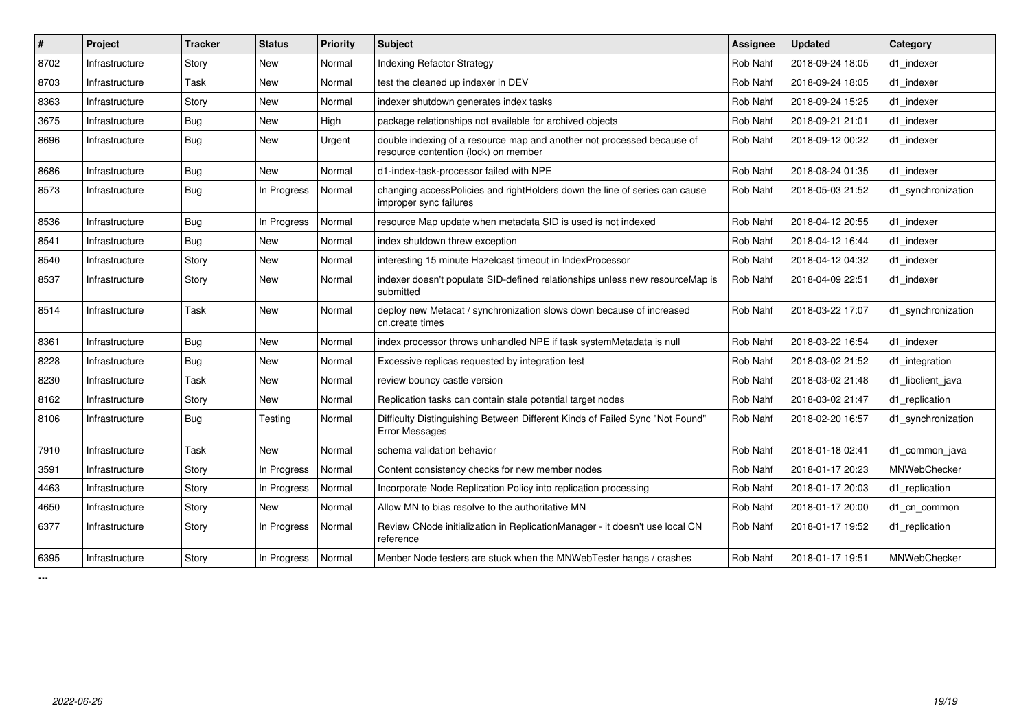| # | Project | Tracker | Status | Priority | Subject | Assignee | Updated | Category |
|---|---|---|---|---|---|---|---|---|
| 8702 | Infrastructure | Story | New | Normal | Indexing Refactor Strategy | Rob Nahf | 2018-09-24 18:05 | d1_indexer |
| 8703 | Infrastructure | Task | New | Normal | test the cleaned up indexer in DEV | Rob Nahf | 2018-09-24 18:05 | d1_indexer |
| 8363 | Infrastructure | Story | New | Normal | indexer shutdown generates index tasks | Rob Nahf | 2018-09-24 15:25 | d1_indexer |
| 3675 | Infrastructure | Bug | New | High | package relationships not available for archived objects | Rob Nahf | 2018-09-21 21:01 | d1_indexer |
| 8696 | Infrastructure | Bug | New | Urgent | double indexing of a resource map and another not processed because of resource contention (lock) on member | Rob Nahf | 2018-09-12 00:22 | d1_indexer |
| 8686 | Infrastructure | Bug | New | Normal | d1-index-task-processor failed with NPE | Rob Nahf | 2018-08-24 01:35 | d1_indexer |
| 8573 | Infrastructure | Bug | In Progress | Normal | changing accessPolicies and rightHolders down the line of series can cause improper sync failures | Rob Nahf | 2018-05-03 21:52 | d1_synchronization |
| 8536 | Infrastructure | Bug | In Progress | Normal | resource Map update when metadata SID is used is not indexed | Rob Nahf | 2018-04-12 20:55 | d1_indexer |
| 8541 | Infrastructure | Bug | New | Normal | index shutdown threw exception | Rob Nahf | 2018-04-12 16:44 | d1_indexer |
| 8540 | Infrastructure | Story | New | Normal | interesting 15 minute Hazelcast timeout in IndexProcessor | Rob Nahf | 2018-04-12 04:32 | d1_indexer |
| 8537 | Infrastructure | Story | New | Normal | indexer doesn't populate SID-defined relationships unless new resourceMap is submitted | Rob Nahf | 2018-04-09 22:51 | d1_indexer |
| 8514 | Infrastructure | Task | New | Normal | deploy new Metacat / synchronization slows down because of increased cn.create times | Rob Nahf | 2018-03-22 17:07 | d1_synchronization |
| 8361 | Infrastructure | Bug | New | Normal | index processor throws unhandled NPE if task systemMetadata is null | Rob Nahf | 2018-03-22 16:54 | d1_indexer |
| 8228 | Infrastructure | Bug | New | Normal | Excessive replicas requested by integration test | Rob Nahf | 2018-03-02 21:52 | d1_integration |
| 8230 | Infrastructure | Task | New | Normal | review bouncy castle version | Rob Nahf | 2018-03-02 21:48 | d1_libclient_java |
| 8162 | Infrastructure | Story | New | Normal | Replication tasks can contain stale potential target nodes | Rob Nahf | 2018-03-02 21:47 | d1_replication |
| 8106 | Infrastructure | Bug | Testing | Normal | Difficulty Distinguishing Between Different Kinds of Failed Sync "Not Found" Error Messages | Rob Nahf | 2018-02-20 16:57 | d1_synchronization |
| 7910 | Infrastructure | Task | New | Normal | schema validation behavior | Rob Nahf | 2018-01-18 02:41 | d1_common_java |
| 3591 | Infrastructure | Story | In Progress | Normal | Content consistency checks for new member nodes | Rob Nahf | 2018-01-17 20:23 | MNWebChecker |
| 4463 | Infrastructure | Story | In Progress | Normal | Incorporate Node Replication Policy into replication processing | Rob Nahf | 2018-01-17 20:03 | d1_replication |
| 4650 | Infrastructure | Story | New | Normal | Allow MN to bias resolve to the authoritative MN | Rob Nahf | 2018-01-17 20:00 | d1_cn_common |
| 6377 | Infrastructure | Story | In Progress | Normal | Review CNode initialization in ReplicationManager - it doesn't use local CN reference | Rob Nahf | 2018-01-17 19:52 | d1_replication |
| 6395 | Infrastructure | Story | In Progress | Normal | Menber Node testers are stuck when the MNWebTester hangs / crashes | Rob Nahf | 2018-01-17 19:51 | MNWebChecker |

...